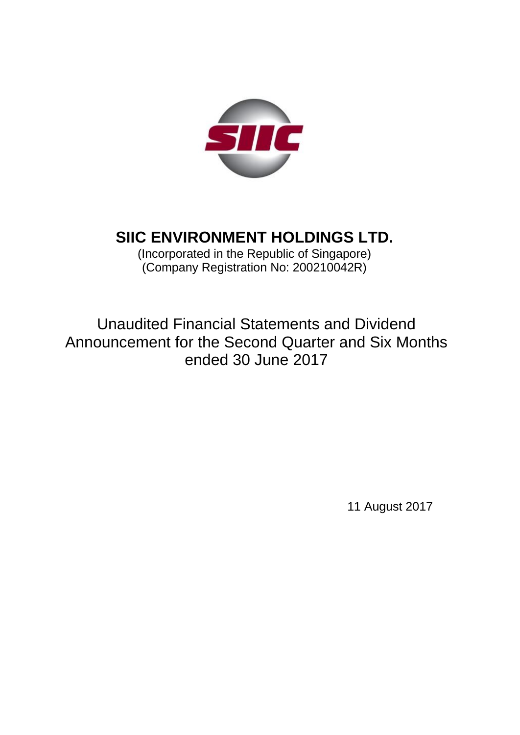# SIIC ENVIRONMENT HOLDINGS LTD.

(Incorporated in the Republic of Singapore)
(Company Registration No: 200210042R)

Unaudited Financial Statements and Dividend Announcement for the Second Quarter and Six Months ended 30 June 2017

11 August 2017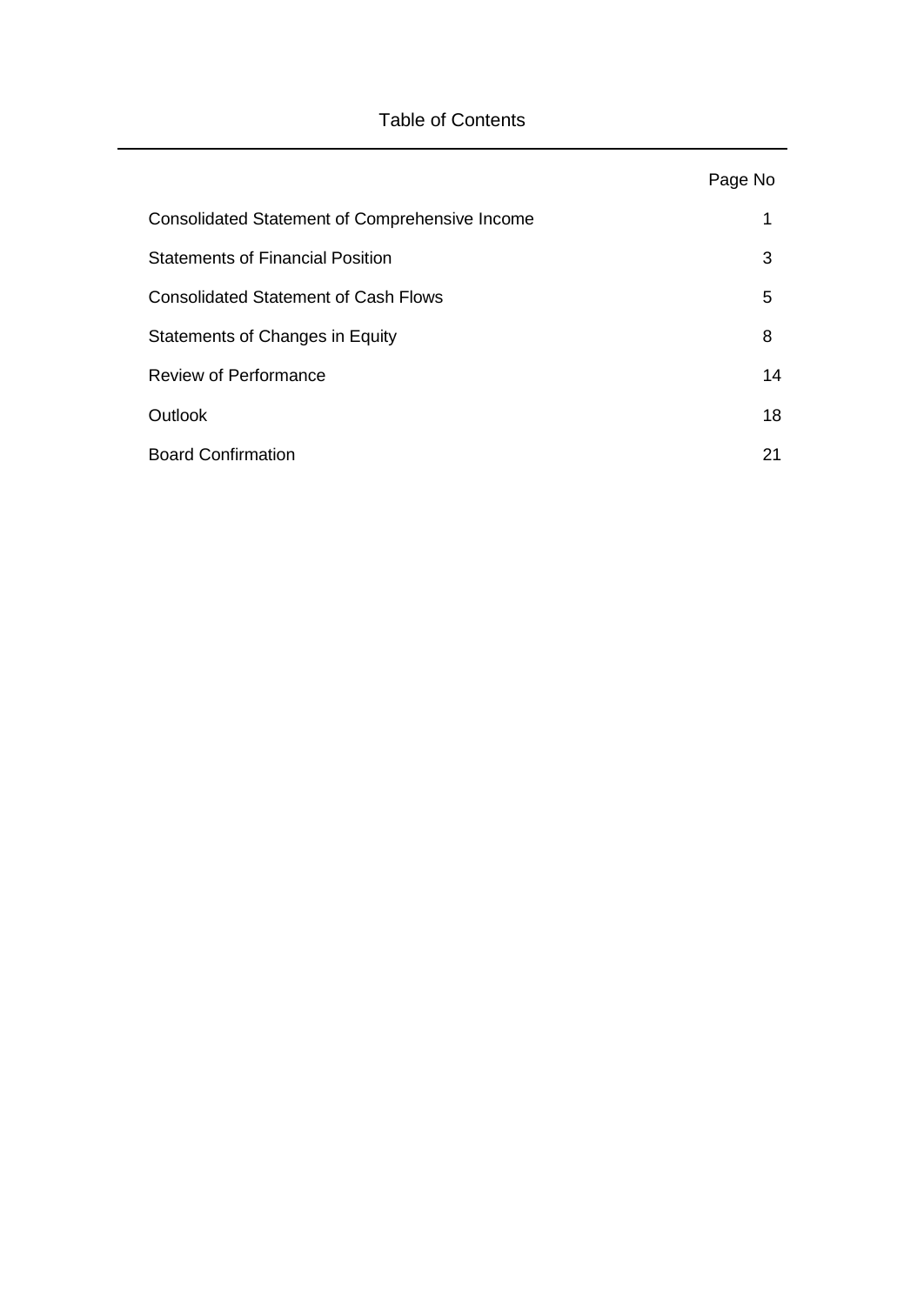# Table of Contents

| | Page No |
|---|---|
| Consolidated Statement of Comprehensive Income | 1 |
| Statements of Financial Position | 3 |
| Consolidated Statement of Cash Flows | 5 |
| Statements of Changes in Equity | 8 |
| Review of Performance | 14 |
| Outlook | 18 |
| Board Confirmation | 21 |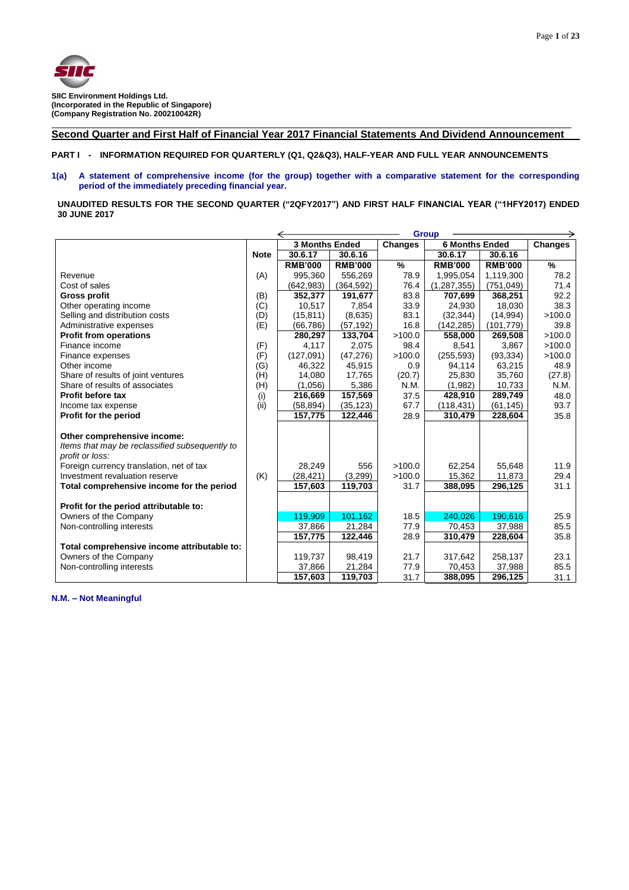**SIIC Environment Holdings Ltd.**
**(Incorporated in the Republic of Singapore)**
**(Company Registration No. 200210042R)**

## Second Quarter and First Half of Financial Year 2017 Financial Statements And Dividend Announcement

**PART I - INFORMATION REQUIRED FOR QUARTERLY (Q1, Q2&Q3), HALF-YEAR AND FULL YEAR ANNOUNCEMENTS**

**1(a) A statement of comprehensive income (for the group) together with a comparative statement for the corresponding period of the immediately preceding financial year.**

**UNAUDITED RESULTS FOR THE SECOND QUARTER ("2QFY2017") AND FIRST HALF FINANCIAL YEAR ("1HFY2017) ENDED 30 JUNE 2017**

| | | Group | | | | | |
|---|---|---|---|---|---|---|---|
| | | **3 Months Ended** | | **Changes** | **6 Months Ended** | | **Changes** |
| | **Note** | **30.6.17** | **30.6.16** | | **30.6.17** | **30.6.16** | |
| | | **RMB'000** | **RMB'000** | **%** | **RMB'000** | **RMB'000** | **%** |
| Revenue | (A) | 995,360 | 556,269 | 78.9 | 1,995,054 | 1,119,300 | 78.2 |
| Cost of sales | | (642,983) | (364,592) | 76.4 | (1,287,355) | (751,049) | 71.4 |
| **Gross profit** | (B) | **352,377** | **191,677** | 83.8 | **707,699** | **368,251** | 92.2 |
| Other operating income | (C) | 10,517 | 7,854 | 33.9 | 24,930 | 18,030 | 38.3 |
| Selling and distribution costs | (D) | (15,811) | (8,635) | 83.1 | (32,344) | (14,994) | >100.0 |
| Administrative expenses | (E) | (66,786) | (57,192) | 16.8 | (142,285) | (101,779) | 39.8 |
| **Profit from operations** | | **280,297** | **133,704** | >100.0 | **558,000** | **269,508** | >100.0 |
| Finance income | (F) | 4,117 | 2,075 | 98.4 | 8,541 | 3,867 | >100.0 |
| Finance expenses | (F) | (127,091) | (47,276) | >100.0 | (255,593) | (93,334) | >100.0 |
| Other income | (G) | 46,322 | 45,915 | 0.9 | 94,114 | 63,215 | 48.9 |
| Share of results of joint ventures | (H) | 14,080 | 17,765 | (20.7) | 25,830 | 35,760 | (27.8) |
| Share of results of associates | (H) | (1,056) | 5,386 | N.M. | (1,982) | 10,733 | N.M. |
| **Profit before tax** | (i) | **216,669** | **157,569** | 37.5 | **428,910** | **289,749** | 48.0 |
| Income tax expense | (ii) | (58,894) | (35,123) | 67.7 | (118,431) | (61,145) | 93.7 |
| **Profit for the period** | | **157,775** | **122,446** | 28.9 | **310,479** | **228,604** | 35.8 |
| | | | | | | | |
| **Other comprehensive income:** | | | | | | | |
| *Items that may be reclassified subsequently to profit or loss:* | | | | | | | |
| Foreign currency translation, net of tax | | 28,249 | 556 | >100.0 | 62,254 | 55,648 | 11.9 |
| Investment revaluation reserve | (K) | (28,421) | (3,299) | >100.0 | 15,362 | 11,873 | 29.4 |
| **Total comprehensive income for the period** | | **157,603** | **119,703** | 31.7 | **388,095** | **296,125** | 31.1 |
| | | | | | | | |
| **Profit for the period attributable to:** | | | | | | | |
| Owners of the Company | | 119,909 | 101,162 | 18.5 | 240,026 | 190,616 | 25.9 |
| Non-controlling interests | | 37,866 | 21,284 | 77.9 | 70,453 | 37,988 | 85.5 |
| | | **157,775** | **122,446** | 28.9 | **310,479** | **228,604** | 35.8 |
| **Total comprehensive income attributable to:** | | | | | | | |
| Owners of the Company | | 119,737 | 98,419 | 21.7 | 317,642 | 258,137 | 23.1 |
| Non-controlling interests | | 37,866 | 21,284 | 77.9 | 70,453 | 37,988 | 85.5 |
| | | **157,603** | **119,703** | 31.7 | **388,095** | **296,125** | 31.1 |

**N.M. – Not Meaningful**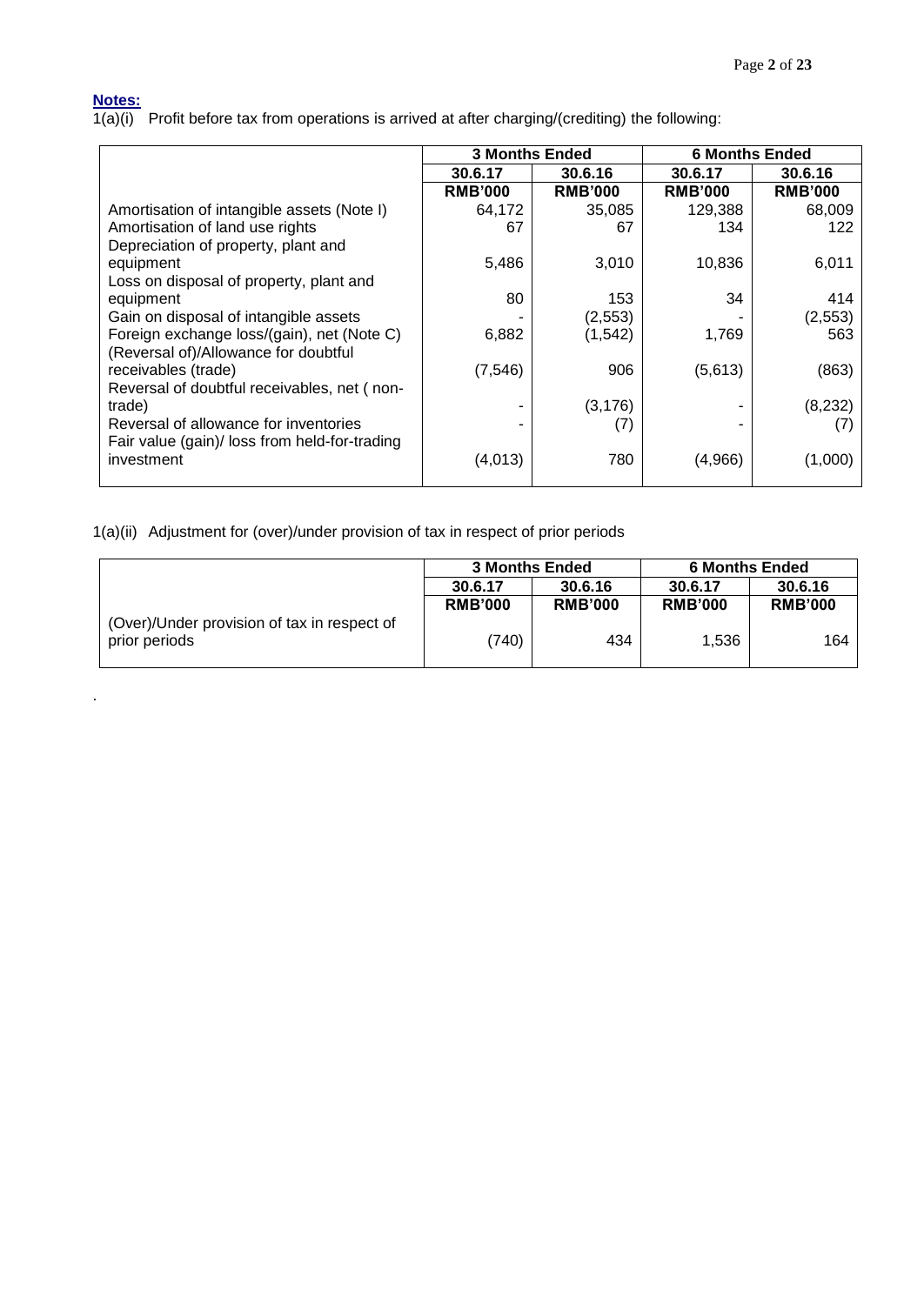**Notes:**

1(a)(i) Profit before tax from operations is arrived at after charging/(crediting) the following:

| | 3 Months Ended | | 6 Months Ended | |
|---|---|---|---|---|
| | 30.6.17 | 30.6.16 | 30.6.17 | 30.6.16 |
| | RMB'000 | RMB'000 | RMB'000 | RMB'000 |
| Amortisation of intangible assets (Note I) | 64,172 | 35,085 | 129,388 | 68,009 |
| Amortisation of land use rights | 67 | 67 | 134 | 122 |
| Depreciation of property, plant and equipment | 5,486 | 3,010 | 10,836 | 6,011 |
| Loss on disposal of property, plant and equipment | 80 | 153 | 34 | 414 |
| Gain on disposal of intangible assets | - | (2,553) | - | (2,553) |
| Foreign exchange loss/(gain), net (Note C) | 6,882 | (1,542) | 1,769 | 563 |
| (Reversal of)/Allowance for doubtful receivables (trade) | (7,546) | 906 | (5,613) | (863) |
| Reversal of doubtful receivables, net ( non-trade) | - | (3,176) | - | (8,232) |
| Reversal of allowance for inventories | - | (7) | - | (7) |
| Fair value (gain)/ loss from held-for-trading investment | (4,013) | 780 | (4,966) | (1,000) |

1(a)(ii) Adjustment for (over)/under provision of tax in respect of prior periods

| | 3 Months Ended | | 6 Months Ended | |
|---|---|---|---|---|
| | 30.6.17 | 30.6.16 | 30.6.17 | 30.6.16 |
| | RMB'000 | RMB'000 | RMB'000 | RMB'000 |
| (Over)/Under provision of tax in respect of prior periods | (740) | 434 | 1,536 | 164 |

.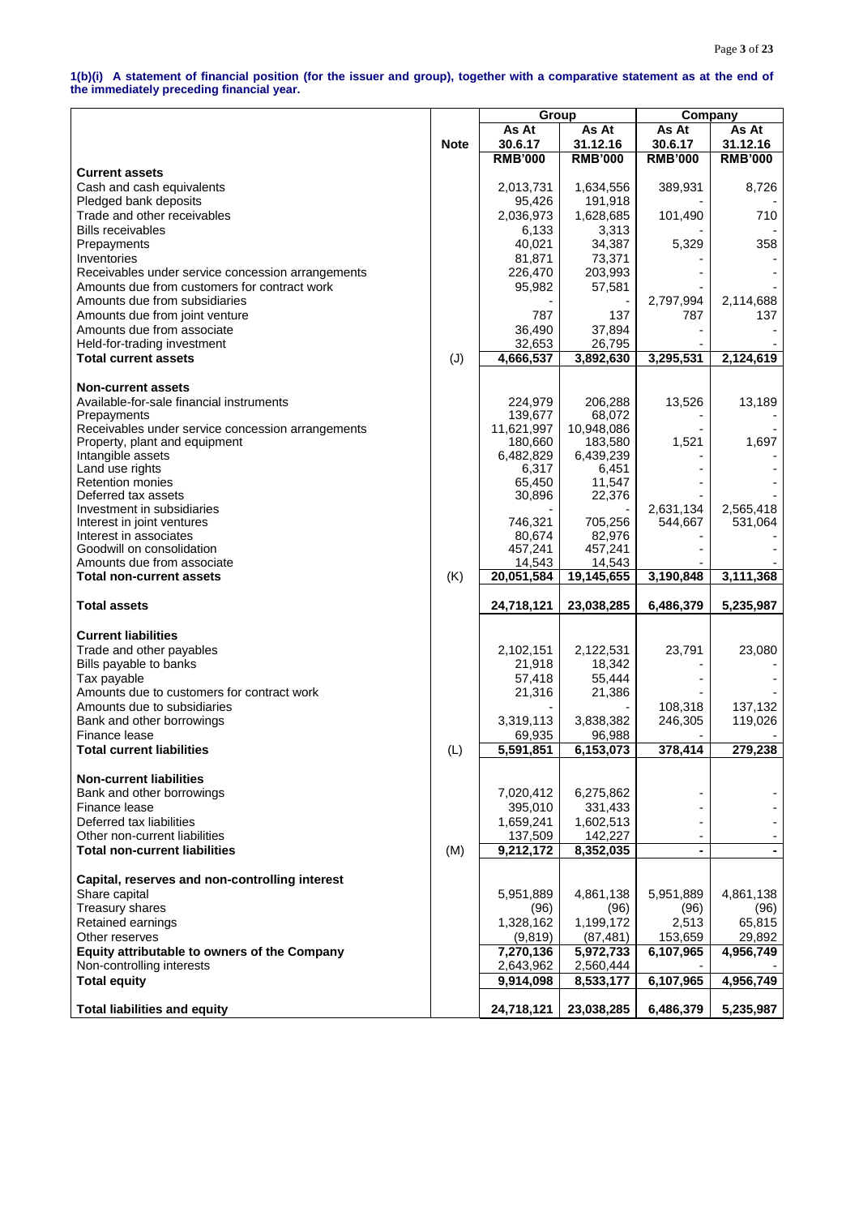**1(b)(i) A statement of financial position (for the issuer and group), together with a comparative statement as at the end of the immediately preceding financial year.**

| | | Group | | Company | |
|---|---|---|---|---|---|
| | **Note** | **As At 30.6.17** | **As At 31.12.16** | **As At 30.6.17** | **As At 31.12.16** |
| | | **RMB'000** | **RMB'000** | **RMB'000** | **RMB'000** |
| **Current assets** | | | | | |
| Cash and cash equivalents | | 2,013,731 | 1,634,556 | 389,931 | 8,726 |
| Pledged bank deposits | | 95,426 | 191,918 | - | - |
| Trade and other receivables | | 2,036,973 | 1,628,685 | 101,490 | 710 |
| Bills receivables | | 6,133 | 3,313 | - | - |
| Prepayments | | 40,021 | 34,387 | 5,329 | 358 |
| Inventories | | 81,871 | 73,371 | - | - |
| Receivables under service concession arrangements | | 226,470 | 203,993 | - | - |
| Amounts due from customers for contract work | | 95,982 | 57,581 | - | - |
| Amounts due from subsidiaries | | - | - | 2,797,994 | 2,114,688 |
| Amounts due from joint venture | | 787 | 137 | 787 | 137 |
| Amounts due from associate | | 36,490 | 37,894 | - | - |
| Held-for-trading investment | | 32,653 | 26,795 | - | - |
| **Total current assets** | (J) | **4,666,537** | **3,892,630** | **3,295,531** | **2,124,619** |
| | | | | | |
| **Non-current assets** | | | | | |
| Available-for-sale financial instruments | | 224,979 | 206,288 | 13,526 | 13,189 |
| Prepayments | | 139,677 | 68,072 | - | - |
| Receivables under service concession arrangements | | 11,621,997 | 10,948,086 | - | - |
| Property, plant and equipment | | 180,660 | 183,580 | 1,521 | 1,697 |
| Intangible assets | | 6,482,829 | 6,439,239 | - | - |
| Land use rights | | 6,317 | 6,451 | - | - |
| Retention monies | | 65,450 | 11,547 | - | - |
| Deferred tax assets | | 30,896 | 22,376 | - | - |
| Investment in subsidiaries | | - | - | 2,631,134 | 2,565,418 |
| Interest in joint ventures | | 746,321 | 705,256 | 544,667 | 531,064 |
| Interest in associates | | 80,674 | 82,976 | - | - |
| Goodwill on consolidation | | 457,241 | 457,241 | - | - |
| Amounts due from associate | | 14,543 | 14,543 | - | - |
| **Total non-current assets** | (K) | **20,051,584** | **19,145,655** | **3,190,848** | **3,111,368** |
| | | | | | |
| **Total assets** | | **24,718,121** | **23,038,285** | **6,486,379** | **5,235,987** |
| | | | | | |
| **Current liabilities** | | | | | |
| Trade and other payables | | 2,102,151 | 2,122,531 | 23,791 | 23,080 |
| Bills payable to banks | | 21,918 | 18,342 | - | - |
| Tax payable | | 57,418 | 55,444 | - | - |
| Amounts due to customers for contract work | | 21,316 | 21,386 | - | - |
| Amounts due to subsidiaries | | - | - | 108,318 | 137,132 |
| Bank and other borrowings | | 3,319,113 | 3,838,382 | 246,305 | 119,026 |
| Finance lease | | 69,935 | 96,988 | - | - |
| **Total current liabilities** | (L) | **5,591,851** | **6,153,073** | **378,414** | **279,238** |
| | | | | | |
| **Non-current liabilities** | | | | | |
| Bank and other borrowings | | 7,020,412 | 6,275,862 | - | - |
| Finance lease | | 395,010 | 331,433 | - | - |
| Deferred tax liabilities | | 1,659,241 | 1,602,513 | - | - |
| Other non-current liabilities | | 137,509 | 142,227 | - | - |
| **Total non-current liabilities** | (M) | **9,212,172** | **8,352,035** | **-** | **-** |
| | | | | | |
| **Capital, reserves and non-controlling interest** | | | | | |
| Share capital | | 5,951,889 | 4,861,138 | 5,951,889 | 4,861,138 |
| Treasury shares | | (96) | (96) | (96) | (96) |
| Retained earnings | | 1,328,162 | 1,199,172 | 2,513 | 65,815 |
| Other reserves | | (9,819) | (87,481) | 153,659 | 29,892 |
| **Equity attributable to owners of the Company** | | **7,270,136** | **5,972,733** | **6,107,965** | **4,956,749** |
| Non-controlling interests | | 2,643,962 | 2,560,444 | - | - |
| **Total equity** | | **9,914,098** | **8,533,177** | **6,107,965** | **4,956,749** |
| | | | | | |
| **Total liabilities and equity** | | **24,718,121** | **23,038,285** | **6,486,379** | **5,235,987** |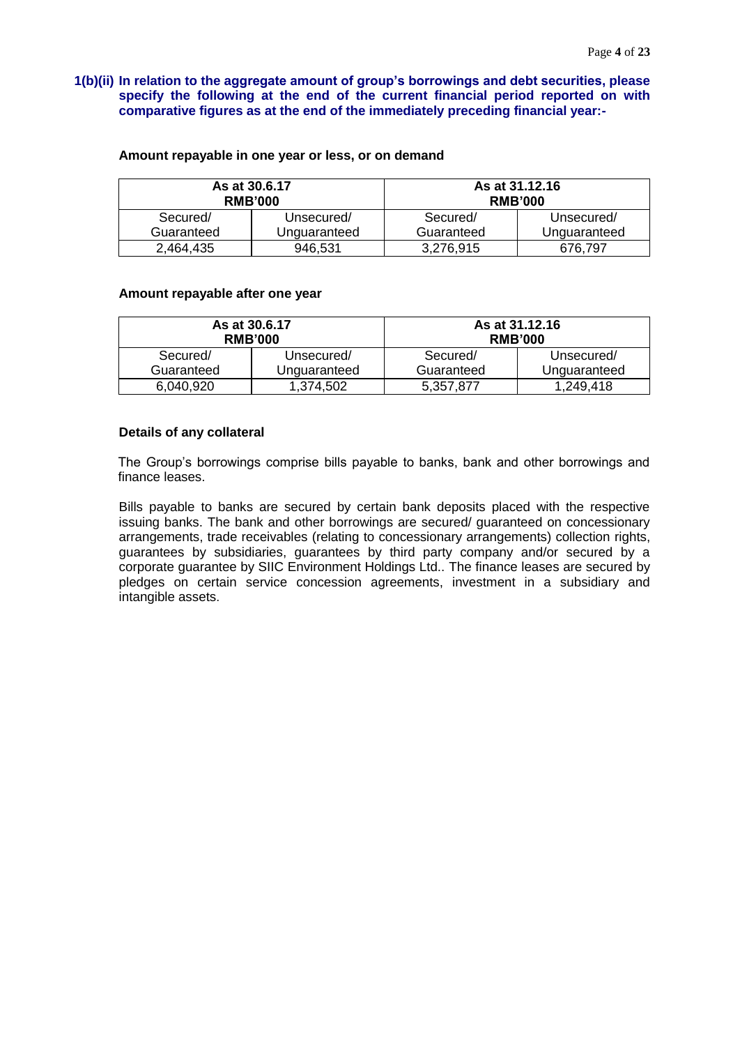### 1(b)(ii) In relation to the aggregate amount of group's borrowings and debt securities, please specify the following at the end of the current financial period reported on with comparative figures as at the end of the immediately preceding financial year:-

**Amount repayable in one year or less, or on demand**

| As at 30.6.17 RMB'000 | | As at 31.12.16 RMB'000 | |
|---|---|---|---|
| Secured/ Guaranteed | Unsecured/ Unguaranteed | Secured/ Guaranteed | Unsecured/ Unguaranteed |
| 2,464,435 | 946,531 | 3,276,915 | 676,797 |

**Amount repayable after one year**

| As at 30.6.17 RMB'000 | | As at 31.12.16 RMB'000 | |
|---|---|---|---|
| Secured/ Guaranteed | Unsecured/ Unguaranteed | Secured/ Guaranteed | Unsecured/ Unguaranteed |
| 6,040,920 | 1,374,502 | 5,357,877 | 1,249,418 |

**Details of any collateral**

The Group's borrowings comprise bills payable to banks, bank and other borrowings and finance leases.

Bills payable to banks are secured by certain bank deposits placed with the respective issuing banks. The bank and other borrowings are secured/ guaranteed on concessionary arrangements, trade receivables (relating to concessionary arrangements) collection rights, guarantees by subsidiaries, guarantees by third party company and/or secured by a corporate guarantee by SIIC Environment Holdings Ltd.. The finance leases are secured by pledges on certain service concession agreements, investment in a subsidiary and intangible assets.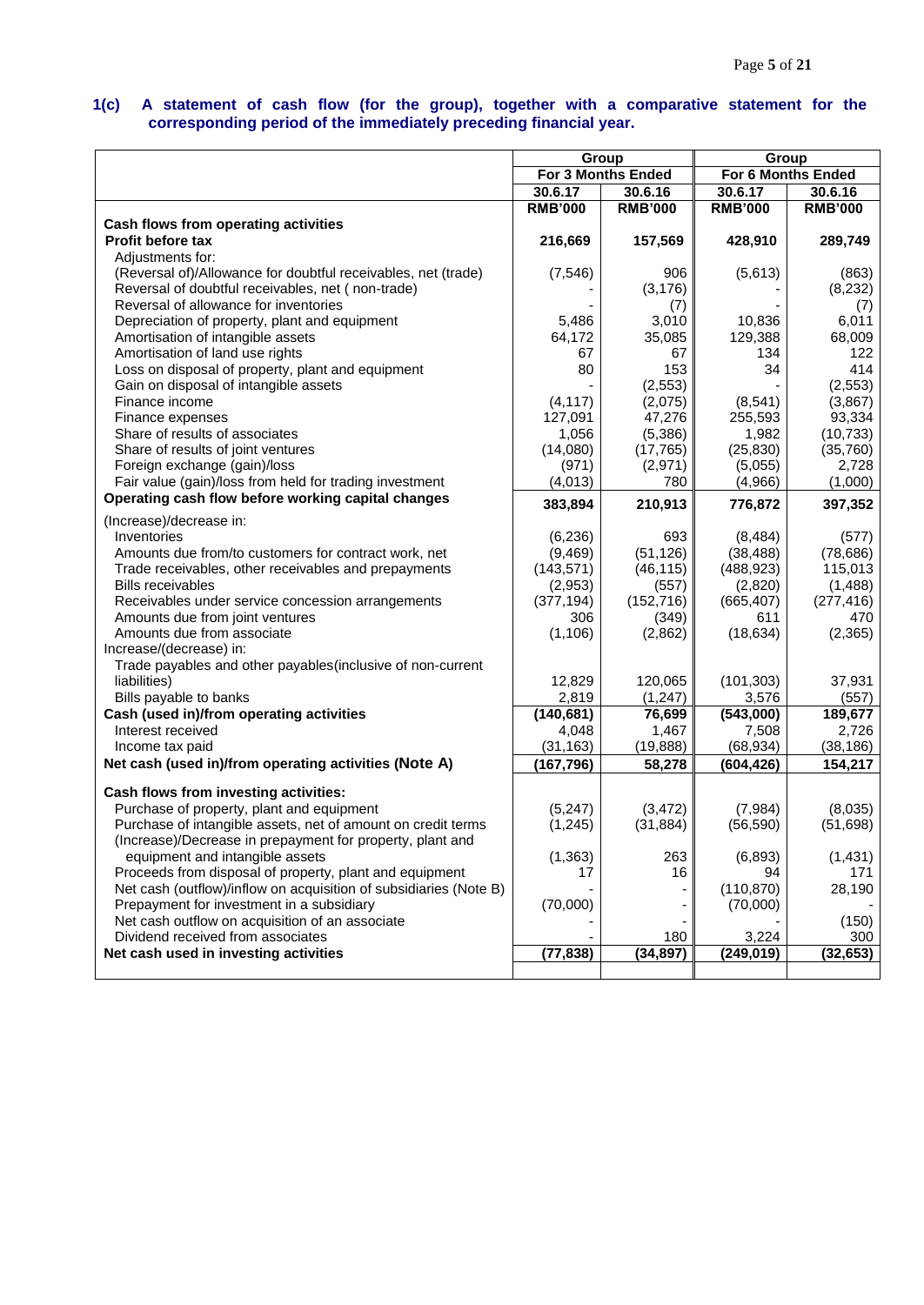**1(c) A statement of cash flow (for the group), together with a comparative statement for the corresponding period of the immediately preceding financial year.**

| | Group | | Group | |
|---|---|---|---|---|
| | For 3 Months Ended | | For 6 Months Ended | |
| | 30.6.17 | 30.6.16 | 30.6.17 | 30.6.16 |
| | RMB'000 | RMB'000 | RMB'000 | RMB'000 |
| **Cash flows from operating activities** | | | | |
| **Profit before tax** | **216,669** | **157,569** | **428,910** | **289,749** |
| Adjustments for: | | | | |
| (Reversal of)/Allowance for doubtful receivables, net (trade) | (7,546) | 906 | (5,613) | (863) |
| Reversal of doubtful receivables, net ( non-trade) | - | (3,176) | - | (8,232) |
| Reversal of allowance for inventories | - | (7) | - | (7) |
| Depreciation of property, plant and equipment | 5,486 | 3,010 | 10,836 | 6,011 |
| Amortisation of intangible assets | 64,172 | 35,085 | 129,388 | 68,009 |
| Amortisation of land use rights | 67 | 67 | 134 | 122 |
| Loss on disposal of property, plant and equipment | 80 | 153 | 34 | 414 |
| Gain on disposal of intangible assets | - | (2,553) | - | (2,553) |
| Finance income | (4,117) | (2,075) | (8,541) | (3,867) |
| Finance expenses | 127,091 | 47,276 | 255,593 | 93,334 |
| Share of results of associates | 1,056 | (5,386) | 1,982 | (10,733) |
| Share of results of joint ventures | (14,080) | (17,765) | (25,830) | (35,760) |
| Foreign exchange (gain)/loss | (971) | (2,971) | (5,055) | 2,728 |
| Fair value (gain)/loss from held for trading investment | (4,013) | 780 | (4,966) | (1,000) |
| **Operating cash flow before working capital changes** | **383,894** | **210,913** | **776,872** | **397,352** |
| (Increase)/decrease in: | | | | |
| Inventories | (6,236) | 693 | (8,484) | (577) |
| Amounts due from/to customers for contract work, net | (9,469) | (51,126) | (38,488) | (78,686) |
| Trade receivables, other receivables and prepayments | (143,571) | (46,115) | (488,923) | 115,013 |
| Bills receivables | (2,953) | (557) | (2,820) | (1,488) |
| Receivables under service concession arrangements | (377,194) | (152,716) | (665,407) | (277,416) |
| Amounts due from joint ventures | 306 | (349) | 611 | 470 |
| Amounts due from associate | (1,106) | (2,862) | (18,634) | (2,365) |
| Increase/(decrease) in: | | | | |
| Trade payables and other payables(inclusive of non-current liabilities) | 12,829 | 120,065 | (101,303) | 37,931 |
| Bills payable to banks | 2,819 | (1,247) | 3,576 | (557) |
| **Cash (used in)/from operating activities** | **(140,681)** | **76,699** | **(543,000)** | **189,677** |
| Interest received | 4,048 | 1,467 | 7,508 | 2,726 |
| Income tax paid | (31,163) | (19,888) | (68,934) | (38,186) |
| **Net cash (used in)/from operating activities (Note A)** | **(167,796)** | **58,278** | **(604,426)** | **154,217** |
| **Cash flows from investing activities:** | | | | |
| Purchase of property, plant and equipment | (5,247) | (3,472) | (7,984) | (8,035) |
| Purchase of intangible assets, net of amount on credit terms | (1,245) | (31,884) | (56,590) | (51,698) |
| (Increase)/Decrease in prepayment for property, plant and equipment and intangible assets | (1,363) | 263 | (6,893) | (1,431) |
| Proceeds from disposal of property, plant and equipment | 17 | 16 | 94 | 171 |
| Net cash (outflow)/inflow on acquisition of subsidiaries (Note B) | - | - | (110,870) | 28,190 |
| Prepayment for investment in a subsidiary | (70,000) | - | (70,000) | - |
| Net cash outflow on acquisition of an associate | - | - | - | (150) |
| Dividend received from associates | - | 180 | 3,224 | 300 |
| **Net cash used in investing activities** | **(77,838)** | **(34,897)** | **(249,019)** | **(32,653)** |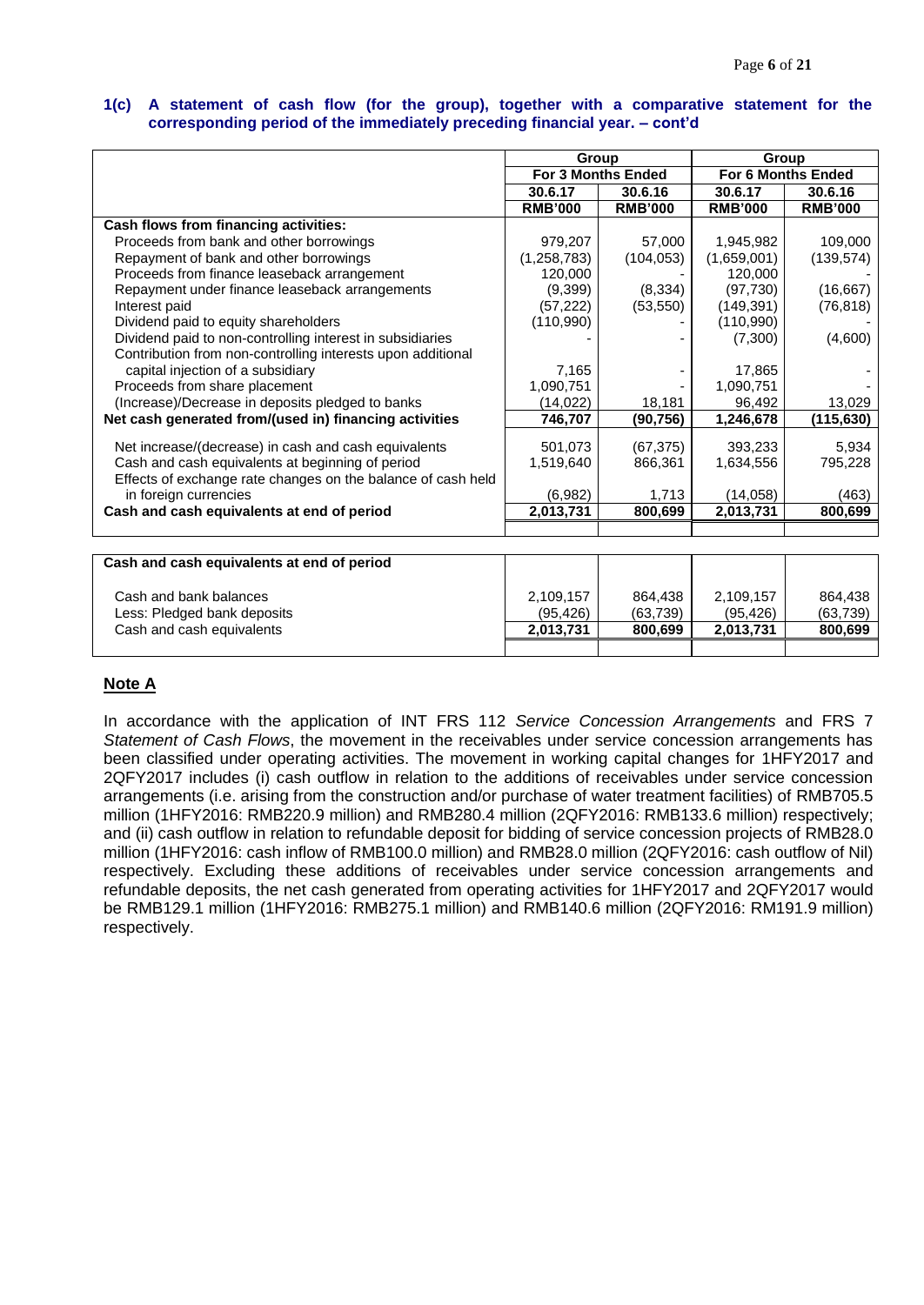### 1(c) A statement of cash flow (for the group), together with a comparative statement for the corresponding period of the immediately preceding financial year. – cont'd

| | Group | | Group | |
|---|---|---|---|---|
| | For 3 Months Ended | | For 6 Months Ended | |
| | 30.6.17 | 30.6.16 | 30.6.17 | 30.6.16 |
| | RMB'000 | RMB'000 | RMB'000 | RMB'000 |
| **Cash flows from financing activities:** | | | | |
| Proceeds from bank and other borrowings | 979,207 | 57,000 | 1,945,982 | 109,000 |
| Repayment of bank and other borrowings | (1,258,783) | (104,053) | (1,659,001) | (139,574) |
| Proceeds from finance leaseback arrangement | 120,000 | - | 120,000 | - |
| Repayment under finance leaseback arrangements | (9,399) | (8,334) | (97,730) | (16,667) |
| Interest paid | (57,222) | (53,550) | (149,391) | (76,818) |
| Dividend paid to equity shareholders | (110,990) | - | (110,990) | - |
| Dividend paid to non-controlling interest in subsidiaries | - | - | (7,300) | (4,600) |
| Contribution from non-controlling interests upon additional capital injection of a subsidiary | 7,165 | - | 17,865 | - |
| Proceeds from share placement | 1,090,751 | - | 1,090,751 | - |
| (Increase)/Decrease in deposits pledged to banks | (14,022) | 18,181 | 96,492 | 13,029 |
| **Net cash generated from/(used in) financing activities** | **746,707** | **(90,756)** | **1,246,678** | **(115,630)** |
| Net increase/(decrease) in cash and cash equivalents | 501,073 | (67,375) | 393,233 | 5,934 |
| Cash and cash equivalents at beginning of period | 1,519,640 | 866,361 | 1,634,556 | 795,228 |
| Effects of exchange rate changes on the balance of cash held in foreign currencies | (6,982) | 1,713 | (14,058) | (463) |
| **Cash and cash equivalents at end of period** | **2,013,731** | **800,699** | **2,013,731** | **800,699** |

| **Cash and cash equivalents at end of period** | | | | |
|---|---|---|---|---|
| Cash and bank balances | 2,109,157 | 864,438 | 2,109,157 | 864,438 |
| Less: Pledged bank deposits | (95,426) | (63,739) | (95,426) | (63,739) |
| Cash and cash equivalents | **2,013,731** | **800,699** | **2,013,731** | **800,699** |

**Note A**

In accordance with the application of INT FRS 112 *Service Concession Arrangements* and FRS 7 *Statement of Cash Flows*, the movement in the receivables under service concession arrangements has been classified under operating activities. The movement in working capital changes for 1HFY2017 and 2QFY2017 includes (i) cash outflow in relation to the additions of receivables under service concession arrangements (i.e. arising from the construction and/or purchase of water treatment facilities) of RMB705.5 million (1HFY2016: RMB220.9 million) and RMB280.4 million (2QFY2016: RMB133.6 million) respectively; and (ii) cash outflow in relation to refundable deposit for bidding of service concession projects of RMB28.0 million (1HFY2016: cash inflow of RMB100.0 million) and RMB28.0 million (2QFY2016: cash outflow of Nil) respectively. Excluding these additions of receivables under service concession arrangements and refundable deposits, the net cash generated from operating activities for 1HFY2017 and 2QFY2017 would be RMB129.1 million (1HFY2016: RMB275.1 million) and RMB140.6 million (2QFY2016: RM191.9 million) respectively.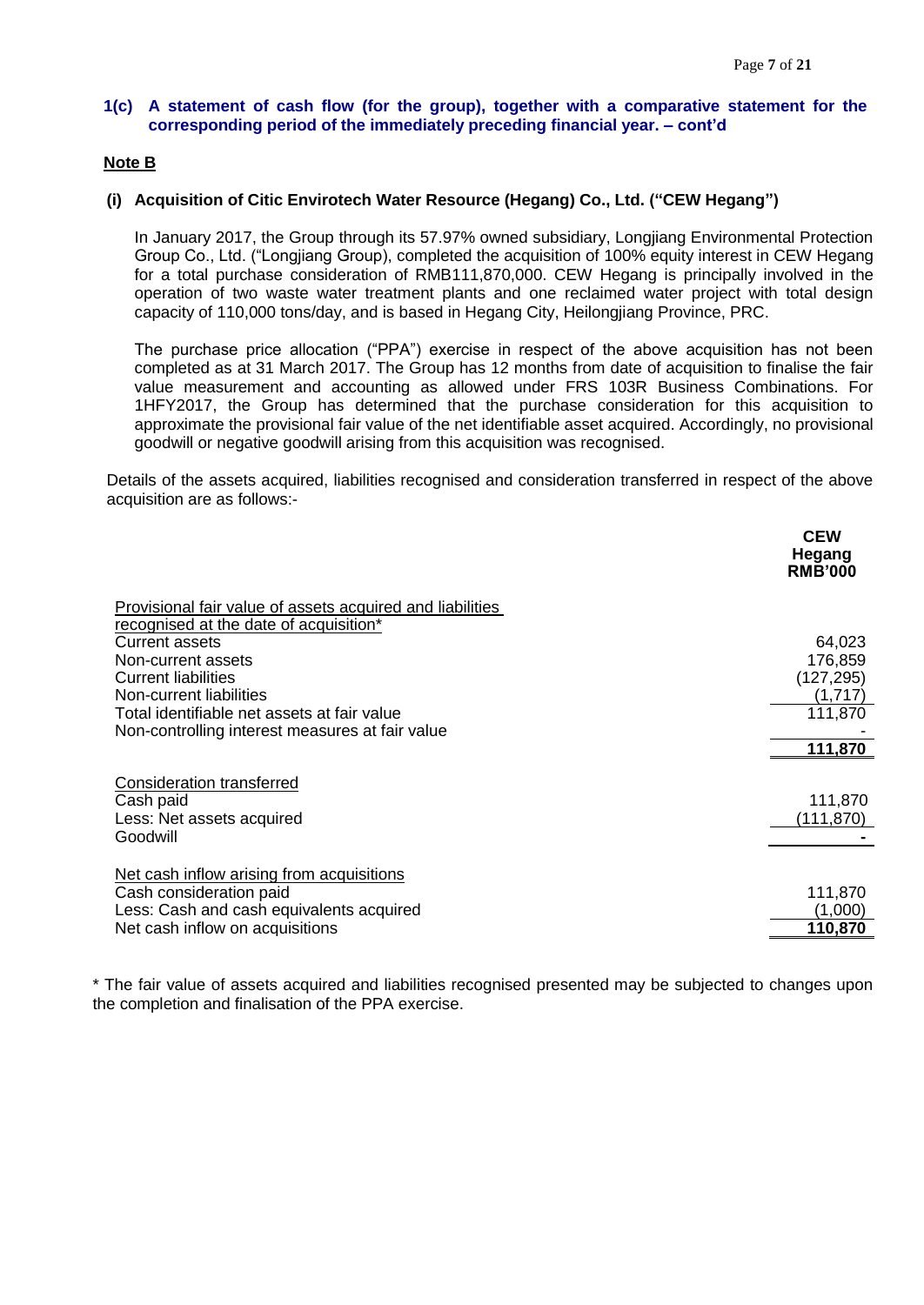### 1(c) A statement of cash flow (for the group), together with a comparative statement for the corresponding period of the immediately preceding financial year. – cont'd

**Note B**

**(i) Acquisition of Citic Envirotech Water Resource (Hegang) Co., Ltd. ("CEW Hegang")**

In January 2017, the Group through its 57.97% owned subsidiary, Longjiang Environmental Protection Group Co., Ltd. ("Longjiang Group), completed the acquisition of 100% equity interest in CEW Hegang for a total purchase consideration of RMB111,870,000. CEW Hegang is principally involved in the operation of two waste water treatment plants and one reclaimed water project with total design capacity of 110,000 tons/day, and is based in Hegang City, Heilongjiang Province, PRC.

The purchase price allocation ("PPA") exercise in respect of the above acquisition has not been completed as at 31 March 2017. The Group has 12 months from date of acquisition to finalise the fair value measurement and accounting as allowed under FRS 103R Business Combinations. For 1HFY2017, the Group has determined that the purchase consideration for this acquisition to approximate the provisional fair value of the net identifiable asset acquired. Accordingly, no provisional goodwill or negative goodwill arising from this acquisition was recognised.

Details of the assets acquired, liabilities recognised and consideration transferred in respect of the above acquisition are as follows:-

| | CEW Hegang RMB'000 |
|---|---|
| Provisional fair value of assets acquired and liabilities recognised at the date of acquisition* | |
| Current assets | 64,023 |
| Non-current assets | 176,859 |
| Current liabilities | (127,295) |
| Non-current liabilities | (1,717) |
| Total identifiable net assets at fair value | 111,870 |
| Non-controlling interest measures at fair value | - |
| | **111,870** |
| Consideration transferred | |
| Cash paid | 111,870 |
| Less: Net assets acquired | (111,870) |
| Goodwill | **-** |
| Net cash inflow arising from acquisitions | |
| Cash consideration paid | 111,870 |
| Less: Cash and cash equivalents acquired | (1,000) |
| Net cash inflow on acquisitions | **110,870** |

\* The fair value of assets acquired and liabilities recognised presented may be subjected to changes upon the completion and finalisation of the PPA exercise.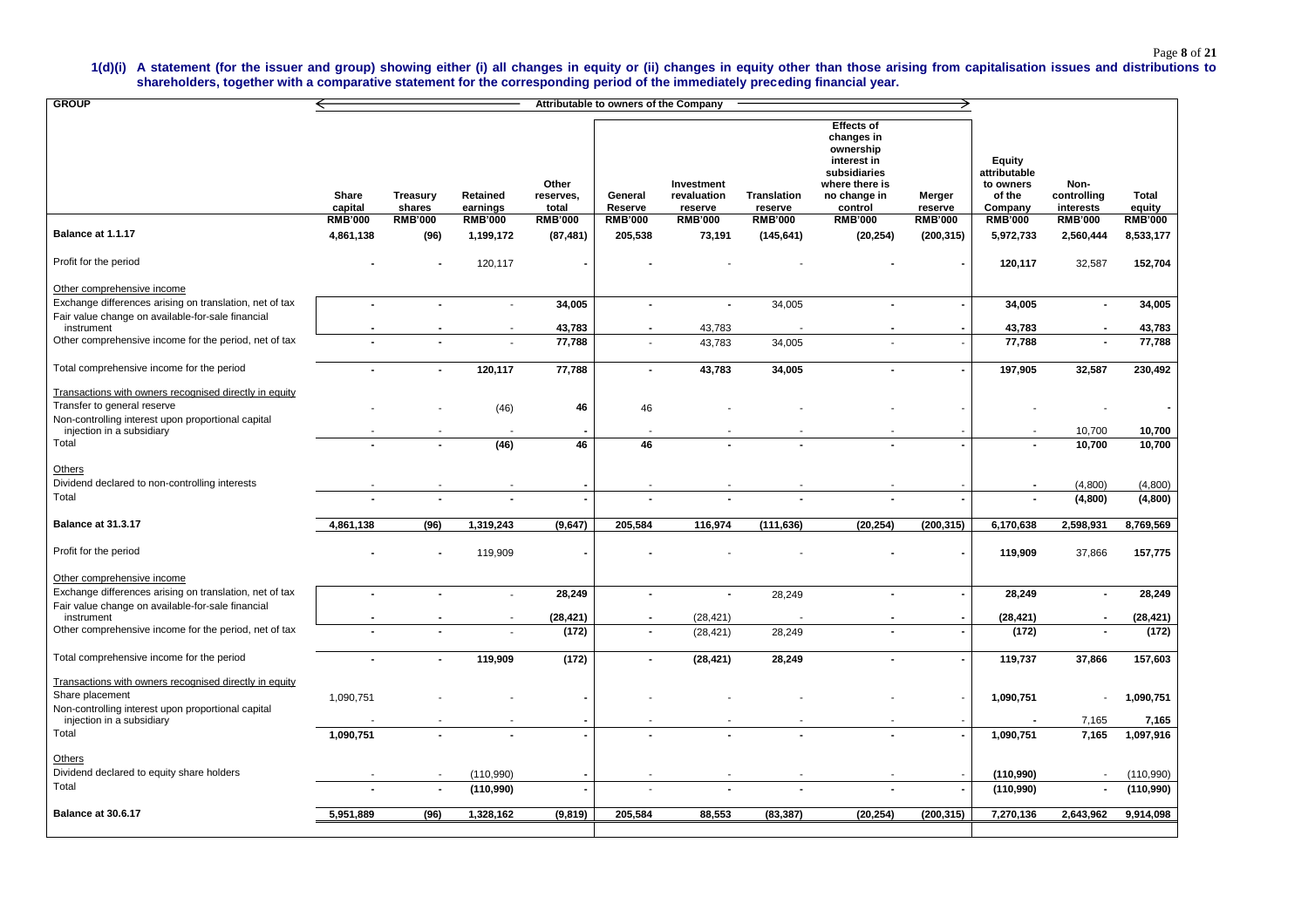**1(d)(i) A statement (for the issuer and group) showing either (i) all changes in equity or (ii) changes in equity other than those arising from capitalisation issues and distributions to shareholders, together with a comparative statement for the corresponding period of the immediately preceding financial year.**

| GROUP | Attributable to owners of the Company | | | | | | | | | | | |
|---|---|---|---|---|---|---|---|---|---|---|---|---|
| | Share capital | Treasury shares | Retained earnings | Other reserves, total | General Reserve | Investment revaluation reserve | Translation reserve | Effects of changes in ownership interest in subsidiaries where there is no change in control | Merger reserve | Equity attributable to owners of the Company | Non-controlling interests | Total equity |
| | RMB'000 | RMB'000 | RMB'000 | RMB'000 | RMB'000 | RMB'000 | RMB'000 | RMB'000 | RMB'000 | RMB'000 | RMB'000 | RMB'000 |
| **Balance at 1.1.17** | **4,861,138** | **(96)** | **1,199,172** | **(87,481)** | **205,538** | **73,191** | **(145,641)** | **(20,254)** | **(200,315)** | **5,972,733** | **2,560,444** | **8,533,177** |
| Profit for the period | - | - | 120,117 | - | - | - | - | - | - | **120,117** | 32,587 | **152,704** |
| Other comprehensive income | | | | | | | | | | | | |
| Exchange differences arising on translation, net of tax | - | - | - | **34,005** | - | - | 34,005 | - | - | **34,005** | - | **34,005** |
| Fair value change on available-for-sale financial instrument | - | - | - | **43,783** | - | 43,783 | - | - | - | **43,783** | - | **43,783** |
| Other comprehensive income for the period, net of tax | - | - | - | **77,788** | - | 43,783 | 34,005 | - | - | **77,788** | - | **77,788** |
| Total comprehensive income for the period | - | - | **120,117** | **77,788** | - | **43,783** | **34,005** | - | - | **197,905** | **32,587** | **230,492** |
| Transactions with owners recognised directly in equity | | | | | | | | | | | | |
| Transfer to general reserve | - | - | (46) | **46** | 46 | - | - | - | - | - | - | - |
| Non-controlling interest upon proportional capital injection in a subsidiary | - | - | - | - | - | - | - | - | - | - | 10,700 | **10,700** |
| Total | - | - | **(46)** | **46** | **46** | - | - | - | - | - | **10,700** | **10,700** |
| Others | | | | | | | | | | | | |
| Dividend declared to non-controlling interests | - | - | - | - | - | - | - | - | - | - | (4,800) | (4,800) |
| Total | - | - | - | - | - | - | - | - | - | - | **(4,800)** | **(4,800)** |
| **Balance at 31.3.17** | **4,861,138** | **(96)** | **1,319,243** | **(9,647)** | **205,584** | **116,974** | **(111,636)** | **(20,254)** | **(200,315)** | **6,170,638** | **2,598,931** | **8,769,569** |
| Profit for the period | - | - | 119,909 | - | - | - | - | - | - | **119,909** | 37,866 | **157,775** |
| Other comprehensive income | | | | | | | | | | | | |
| Exchange differences arising on translation, net of tax | - | - | - | **28,249** | - | - | 28,249 | - | - | **28,249** | - | **28,249** |
| Fair value change on available-for-sale financial instrument | - | - | - | **(28,421)** | - | (28,421) | - | - | - | **(28,421)** | - | **(28,421)** |
| Other comprehensive income for the period, net of tax | - | - | - | **(172)** | - | (28,421) | 28,249 | - | - | **(172)** | - | **(172)** |
| Total comprehensive income for the period | - | - | **119,909** | **(172)** | - | **(28,421)** | **28,249** | - | - | **119,737** | **37,866** | **157,603** |
| Transactions with owners recognised directly in equity | | | | | | | | | | | | |
| Share placement | 1,090,751 | - | - | - | - | - | - | - | - | **1,090,751** | - | **1,090,751** |
| Non-controlling interest upon proportional capital injection in a subsidiary | - | - | - | - | - | - | - | - | - | - | 7,165 | **7,165** |
| Total | **1,090,751** | - | - | - | - | - | - | - | - | **1,090,751** | **7,165** | **1,097,916** |
| Others | | | | | | | | | | | | |
| Dividend declared to equity share holders | - | - | (110,990) | - | - | - | - | - | - | **(110,990)** | - | (110,990) |
| Total | - | - | **(110,990)** | - | - | - | - | - | - | **(110,990)** | - | **(110,990)** |
| **Balance at 30.6.17** | **5,951,889** | **(96)** | **1,328,162** | **(9,819)** | **205,584** | **88,553** | **(83,387)** | **(20,254)** | **(200,315)** | **7,270,136** | **2,643,962** | **9,914,098** |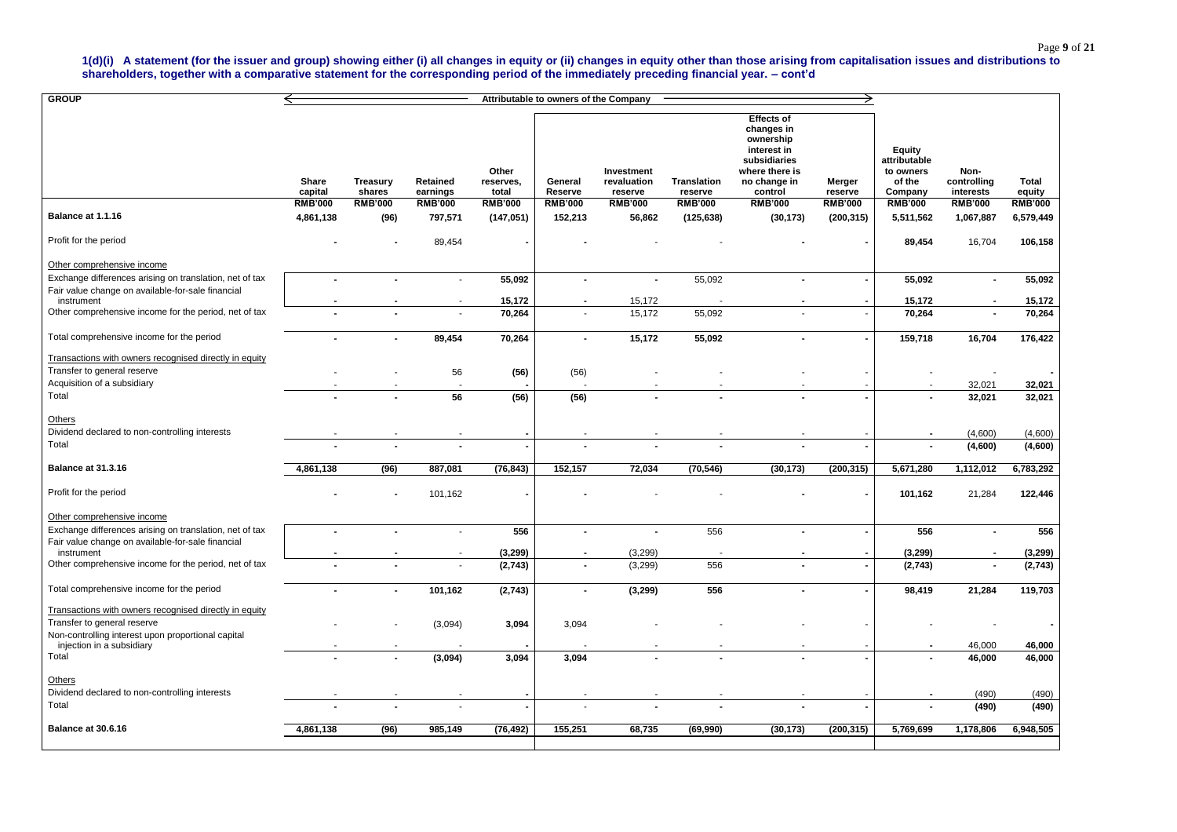**1(d)(i) A statement (for the issuer and group) showing either (i) all changes in equity or (ii) changes in equity other than those arising from capitalisation issues and distributions to shareholders, together with a comparative statement for the corresponding period of the immediately preceding financial year. – cont'd**

| GROUP | Attributable to owners of the Company | | | | | | | | | | | | |
|---|---|---|---|---|---|---|---|---|---|---|---|---|---|
| | Share capital | Treasury shares | Retained earnings | Other reserves, total | General Reserve | Investment revaluation reserve | Translation reserve | Effects of changes in ownership interest in subsidiaries where there is no change in control | Merger reserve | Equity attributable to owners of the Company | Non-controlling interests | Total equity |
| | RMB'000 | RMB'000 | RMB'000 | RMB'000 | RMB'000 | RMB'000 | RMB'000 | RMB'000 | RMB'000 | RMB'000 | RMB'000 | RMB'000 |
| **Balance at 1.1.16** | **4,861,138** | **(96)** | **797,571** | **(147,051)** | **152,213** | **56,862** | **(125,638)** | **(30,173)** | **(200,315)** | **5,511,562** | **1,067,887** | **6,579,449** |
| Profit for the period | - | - | 89,454 | - | - | - | - | - | - | **89,454** | 16,704 | **106,158** |
| Other comprehensive income | | | | | | | | | | | | |
| Exchange differences arising on translation, net of tax | - | - | - | **55,092** | - | - | 55,092 | - | - | **55,092** | - | **55,092** |
| Fair value change on available-for-sale financial instrument | - | - | - | **15,172** | - | 15,172 | - | - | - | **15,172** | - | **15,172** |
| Other comprehensive income for the period, net of tax | - | - | - | **70,264** | - | 15,172 | 55,092 | - | - | **70,264** | - | **70,264** |
| Total comprehensive income for the period | - | - | **89,454** | **70,264** | - | **15,172** | **55,092** | - | - | **159,718** | **16,704** | **176,422** |
| Transactions with owners recognised directly in equity | | | | | | | | | | | | |
| Transfer to general reserve | - | - | 56 | **(56)** | (56) | - | - | - | - | - | - | - |
| Acquisition of a subsidiary | - | - | - | - | - | - | - | - | - | - | 32,021 | **32,021** |
| Total | - | - | **56** | **(56)** | **(56)** | - | - | - | - | - | **32,021** | **32,021** |
| Others | | | | | | | | | | | | |
| Dividend declared to non-controlling interests | - | - | - | - | - | - | - | - | - | - | (4,600) | (4,600) |
| Total | - | - | - | - | - | - | - | - | - | - | **(4,600)** | **(4,600)** |
| **Balance at 31.3.16** | **4,861,138** | **(96)** | **887,081** | **(76,843)** | **152,157** | **72,034** | **(70,546)** | **(30,173)** | **(200,315)** | **5,671,280** | **1,112,012** | **6,783,292** |
| Profit for the period | - | - | 101,162 | - | - | - | - | - | - | **101,162** | 21,284 | **122,446** |
| Other comprehensive income | | | | | | | | | | | | |
| Exchange differences arising on translation, net of tax | - | - | - | **556** | - | - | 556 | - | - | **556** | - | **556** |
| Fair value change on available-for-sale financial instrument | - | - | - | **(3,299)** | - | (3,299) | - | - | - | **(3,299)** | - | **(3,299)** |
| Other comprehensive income for the period, net of tax | - | - | - | **(2,743)** | - | (3,299) | 556 | - | - | **(2,743)** | - | **(2,743)** |
| Total comprehensive income for the period | - | - | **101,162** | **(2,743)** | - | **(3,299)** | **556** | - | - | **98,419** | **21,284** | **119,703** |
| Transactions with owners recognised directly in equity | | | | | | | | | | | | |
| Transfer to general reserve | - | - | (3,094) | **3,094** | 3,094 | - | - | - | - | - | - | - |
| Non-controlling interest upon proportional capital injection in a subsidiary | - | - | - | - | - | - | - | - | - | - | 46,000 | **46,000** |
| Total | - | - | **(3,094)** | **3,094** | **3,094** | - | - | - | - | - | **46,000** | **46,000** |
| Others | | | | | | | | | | | | |
| Dividend declared to non-controlling interests | - | - | - | - | - | - | - | - | - | - | (490) | (490) |
| Total | - | - | - | - | - | - | - | - | - | - | **(490)** | **(490)** |
| **Balance at 30.6.16** | **4,861,138** | **(96)** | **985,149** | **(76,492)** | **155,251** | **68,735** | **(69,990)** | **(30,173)** | **(200,315)** | **5,769,699** | **1,178,806** | **6,948,505** |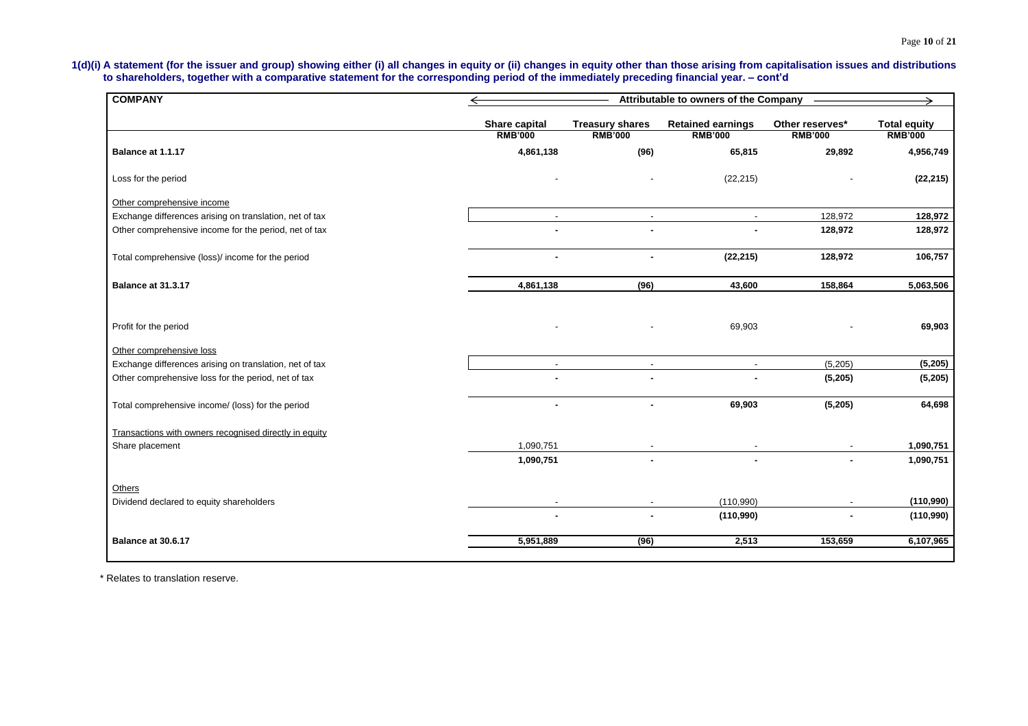**1(d)(i) A statement (for the issuer and group) showing either (i) all changes in equity or (ii) changes in equity other than those arising from capitalisation issues and distributions to shareholders, together with a comparative statement for the corresponding period of the immediately preceding financial year. – cont'd**

| COMPANY | ← Attributable to owners of the Company → | | | | |
|---|---|---|---|---|---|
| | Share capital RMB'000 | Treasury shares RMB'000 | Retained earnings RMB'000 | Other reserves* RMB'000 | Total equity RMB'000 |
| **Balance at 1.1.17** | **4,861,138** | **(96)** | **65,815** | **29,892** | **4,956,749** |
| Loss for the period | - | - | (22,215) | - | **(22,215)** |
| Other comprehensive income | | | | | |
| Exchange differences arising on translation, net of tax | - | - | - | 128,972 | **128,972** |
| Other comprehensive income for the period, net of tax | **-** | **-** | **-** | **128,972** | **128,972** |
| Total comprehensive (loss)/ income for the period | **-** | **-** | **(22,215)** | **128,972** | **106,757** |
| **Balance at 31.3.17** | **4,861,138** | **(96)** | **43,600** | **158,864** | **5,063,506** |
| Profit for the period | - | - | 69,903 | - | **69,903** |
| Other comprehensive loss | | | | | |
| Exchange differences arising on translation, net of tax | - | - | - | (5,205) | **(5,205)** |
| Other comprehensive loss for the period, net of tax | **-** | **-** | **-** | **(5,205)** | **(5,205)** |
| Total comprehensive income/ (loss) for the period | **-** | **-** | **69,903** | **(5,205)** | **64,698** |
| Transactions with owners recognised directly in equity | | | | | |
| Share placement | 1,090,751 | - | - | - | **1,090,751** |
| | **1,090,751** | **-** | **-** | **-** | **1,090,751** |
| Others | | | | | |
| Dividend declared to equity shareholders | - | - | (110,990) | - | **(110,990)** |
| | **-** | **-** | **(110,990)** | **-** | **(110,990)** |
| **Balance at 30.6.17** | **5,951,889** | **(96)** | **2,513** | **153,659** | **6,107,965** |

\* Relates to translation reserve.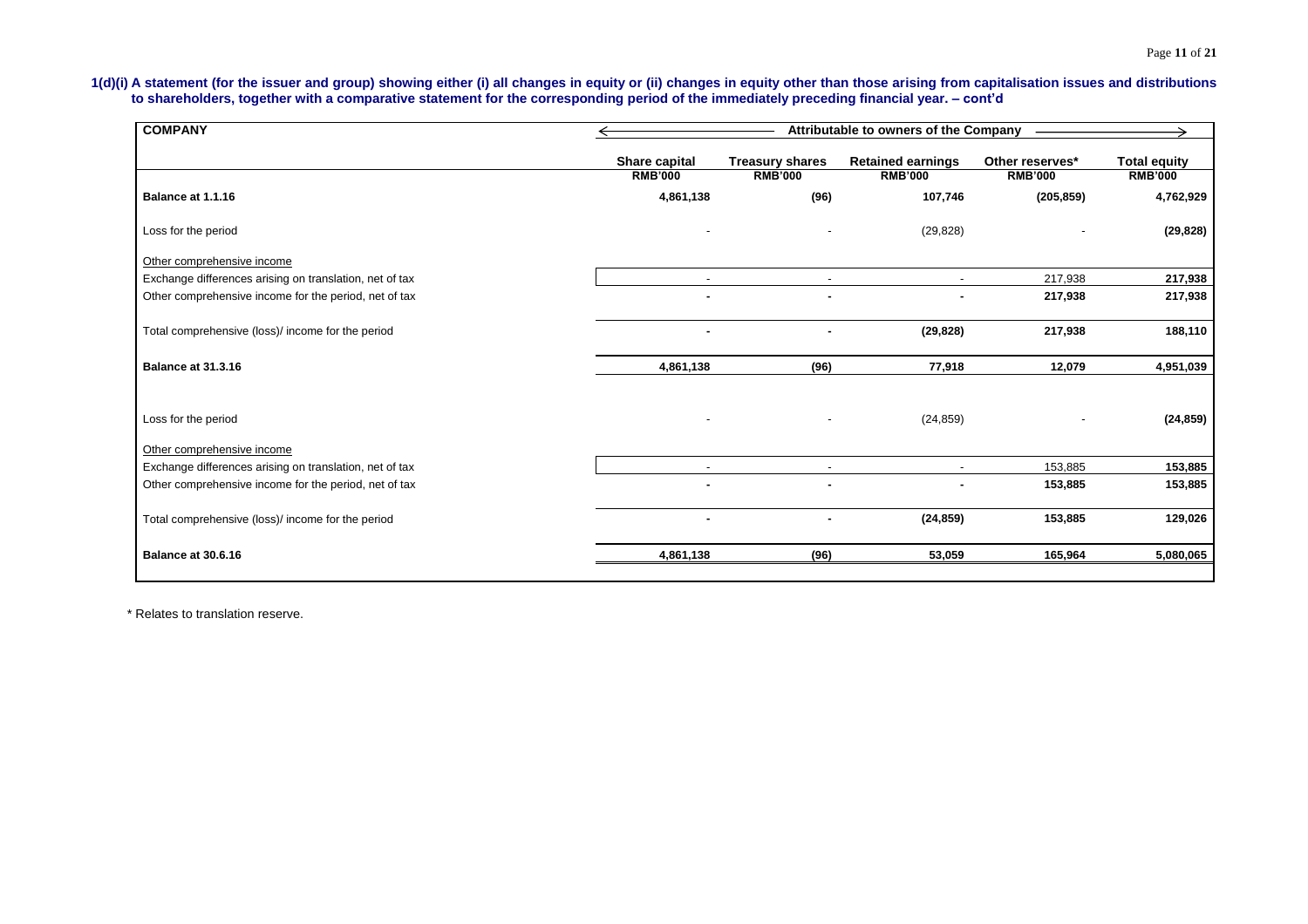**1(d)(i) A statement (for the issuer and group) showing either (i) all changes in equity or (ii) changes in equity other than those arising from capitalisation issues and distributions to shareholders, together with a comparative statement for the corresponding period of the immediately preceding financial year. – cont'd**

| COMPANY | Attributable to owners of the Company | | | | |
|---|---|---|---|---|---|
| | Share capital RMB'000 | Treasury shares RMB'000 | Retained earnings RMB'000 | Other reserves* RMB'000 | Total equity RMB'000 |
| **Balance at 1.1.16** | **4,861,138** | **(96)** | **107,746** | **(205,859)** | **4,762,929** |
| Loss for the period | - | - | (29,828) | - | **(29,828)** |
| Other comprehensive income | | | | | |
| Exchange differences arising on translation, net of tax | - | - | - | 217,938 | **217,938** |
| Other comprehensive income for the period, net of tax | **-** | **-** | **-** | **217,938** | 217,938 |
| Total comprehensive (loss)/ income for the period | **-** | **-** | **(29,828)** | **217,938** | **188,110** |
| **Balance at 31.3.16** | **4,861,138** | **(96)** | **77,918** | **12,079** | **4,951,039** |
| Loss for the period | - | - | (24,859) | - | **(24,859)** |
| Other comprehensive income | | | | | |
| Exchange differences arising on translation, net of tax | - | - | - | 153,885 | **153,885** |
| Other comprehensive income for the period, net of tax | **-** | **-** | **-** | **153,885** | 153,885 |
| Total comprehensive (loss)/ income for the period | **-** | **-** | **(24,859)** | **153,885** | **129,026** |
| **Balance at 30.6.16** | **4,861,138** | **(96)** | **53,059** | **165,964** | **5,080,065** |

\* Relates to translation reserve.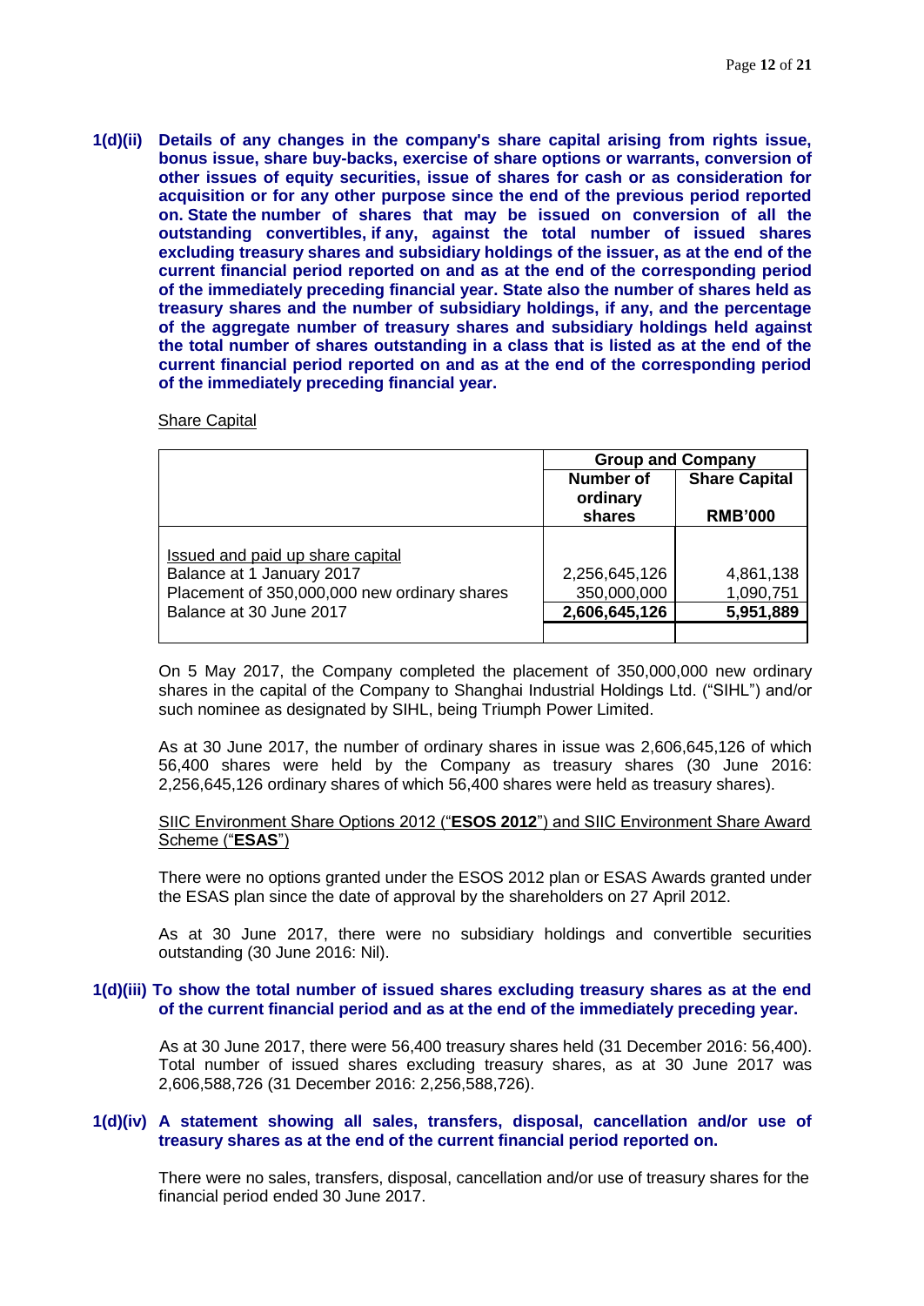**1(d)(ii) Details of any changes in the company's share capital arising from rights issue, bonus issue, share buy-backs, exercise of share options or warrants, conversion of other issues of equity securities, issue of shares for cash or as consideration for acquisition or for any other purpose since the end of the previous period reported on. State the number of shares that may be issued on conversion of all the outstanding convertibles, if any, against the total number of issued shares excluding treasury shares and subsidiary holdings of the issuer, as at the end of the current financial period reported on and as at the end of the corresponding period of the immediately preceding financial year. State also the number of shares held as treasury shares and the number of subsidiary holdings, if any, and the percentage of the aggregate number of treasury shares and subsidiary holdings held against the total number of shares outstanding in a class that is listed as at the end of the current financial period reported on and as at the end of the corresponding period of the immediately preceding financial year.**

Share Capital

| | Group and Company | |
|---|---|---|
| | **Number of ordinary shares** | **Share Capital RMB'000** |
| Issued and paid up share capital | | |
| Balance at 1 January 2017 | 2,256,645,126 | 4,861,138 |
| Placement of 350,000,000 new ordinary shares | 350,000,000 | 1,090,751 |
| Balance at 30 June 2017 | **2,606,645,126** | **5,951,889** |

On 5 May 2017, the Company completed the placement of 350,000,000 new ordinary shares in the capital of the Company to Shanghai Industrial Holdings Ltd. ("SIHL") and/or such nominee as designated by SIHL, being Triumph Power Limited.

As at 30 June 2017, the number of ordinary shares in issue was 2,606,645,126 of which 56,400 shares were held by the Company as treasury shares (30 June 2016: 2,256,645,126 ordinary shares of which 56,400 shares were held as treasury shares).

SIIC Environment Share Options 2012 ("**ESOS 2012**") and SIIC Environment Share Award Scheme ("**ESAS**")

There were no options granted under the ESOS 2012 plan or ESAS Awards granted under the ESAS plan since the date of approval by the shareholders on 27 April 2012.

As at 30 June 2017, there were no subsidiary holdings and convertible securities outstanding (30 June 2016: Nil).

**1(d)(iii) To show the total number of issued shares excluding treasury shares as at the end of the current financial period and as at the end of the immediately preceding year.**

As at 30 June 2017, there were 56,400 treasury shares held (31 December 2016: 56,400). Total number of issued shares excluding treasury shares, as at 30 June 2017 was 2,606,588,726 (31 December 2016: 2,256,588,726).

**1(d)(iv) A statement showing all sales, transfers, disposal, cancellation and/or use of treasury shares as at the end of the current financial period reported on.**

There were no sales, transfers, disposal, cancellation and/or use of treasury shares for the financial period ended 30 June 2017.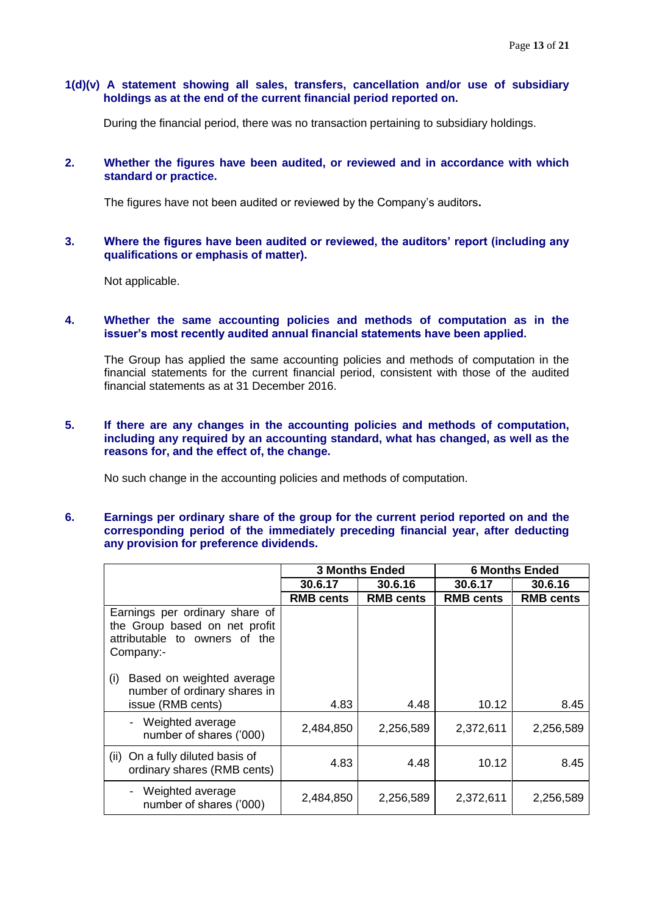**1(d)(v) A statement showing all sales, transfers, cancellation and/or use of subsidiary holdings as at the end of the current financial period reported on.**

During the financial period, there was no transaction pertaining to subsidiary holdings.

**2. Whether the figures have been audited, or reviewed and in accordance with which standard or practice.**

The figures have not been audited or reviewed by the Company's auditors**.**

**3. Where the figures have been audited or reviewed, the auditors' report (including any qualifications or emphasis of matter).**

Not applicable.

**4. Whether the same accounting policies and methods of computation as in the issuer's most recently audited annual financial statements have been applied.**

The Group has applied the same accounting policies and methods of computation in the financial statements for the current financial period, consistent with those of the audited financial statements as at 31 December 2016.

**5. If there are any changes in the accounting policies and methods of computation, including any required by an accounting standard, what has changed, as well as the reasons for, and the effect of, the change.**

No such change in the accounting policies and methods of computation.

**6. Earnings per ordinary share of the group for the current period reported on and the corresponding period of the immediately preceding financial year, after deducting any provision for preference dividends.**

| | 3 Months Ended | | 6 Months Ended | |
|---|---|---|---|---|
| | **30.6.17** | **30.6.16** | **30.6.17** | **30.6.16** |
| | **RMB cents** | **RMB cents** | **RMB cents** | **RMB cents** |
| Earnings per ordinary share of the Group based on net profit attributable to owners of the Company:- | | | | |
| (i) Based on weighted average number of ordinary shares in issue (RMB cents) | 4.83 | 4.48 | 10.12 | 8.45 |
| - Weighted average number of shares ('000) | 2,484,850 | 2,256,589 | 2,372,611 | 2,256,589 |
| (ii) On a fully diluted basis of ordinary shares (RMB cents) | 4.83 | 4.48 | 10.12 | 8.45 |
| - Weighted average number of shares ('000) | 2,484,850 | 2,256,589 | 2,372,611 | 2,256,589 |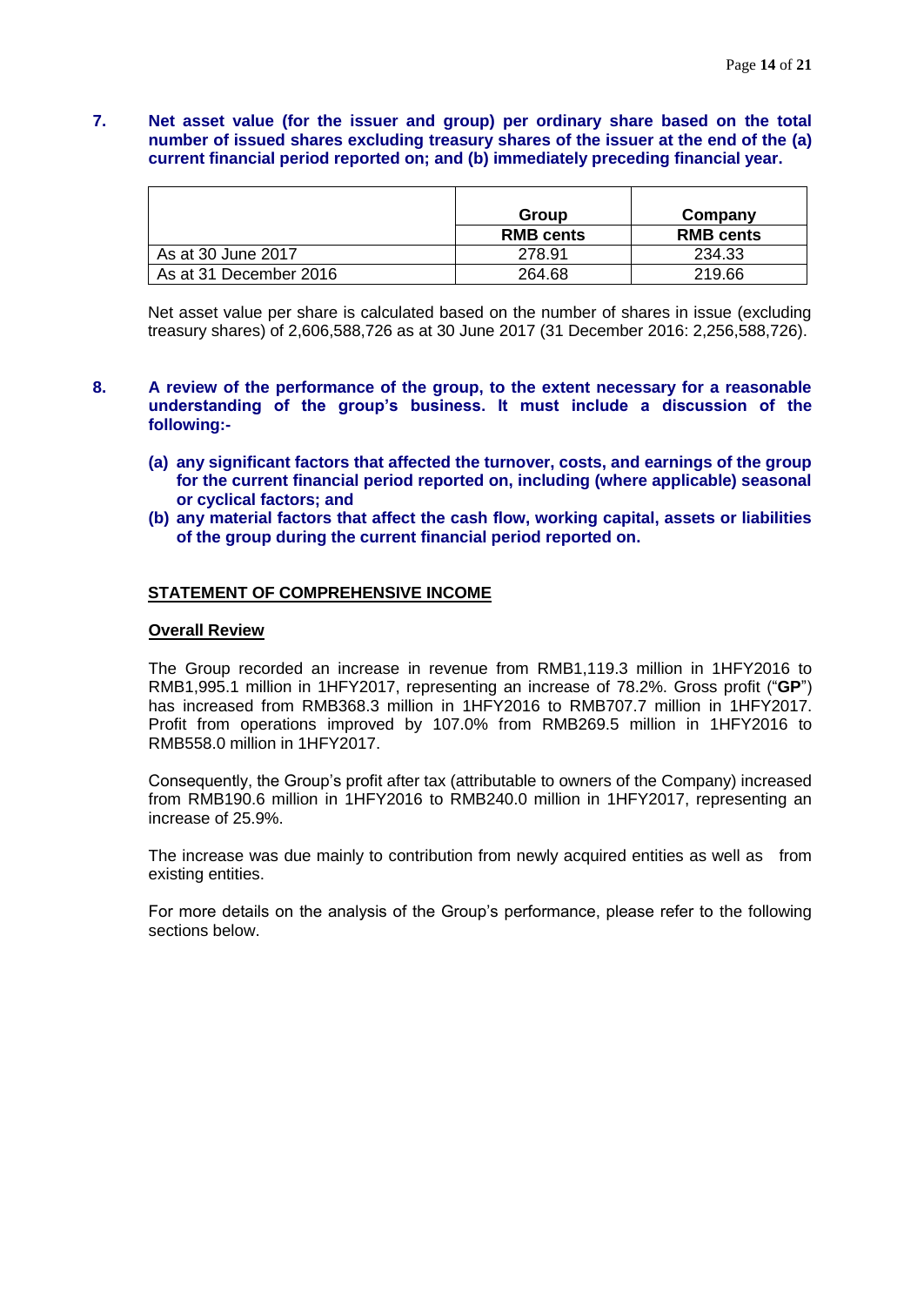**7. Net asset value (for the issuer and group) per ordinary share based on the total number of issued shares excluding treasury shares of the issuer at the end of the (a) current financial period reported on; and (b) immediately preceding financial year.**

| | Group | Company |
|---|---|---|
| | RMB cents | RMB cents |
| As at 30 June 2017 | 278.91 | 234.33 |
| As at 31 December 2016 | 264.68 | 219.66 |

Net asset value per share is calculated based on the number of shares in issue (excluding treasury shares) of 2,606,588,726 as at 30 June 2017 (31 December 2016: 2,256,588,726).

**8. A review of the performance of the group, to the extent necessary for a reasonable understanding of the group's business. It must include a discussion of the following:-**

**(a) any significant factors that affected the turnover, costs, and earnings of the group for the current financial period reported on, including (where applicable) seasonal or cyclical factors; and**

**(b) any material factors that affect the cash flow, working capital, assets or liabilities of the group during the current financial period reported on.**

**STATEMENT OF COMPREHENSIVE INCOME**

**Overall Review**

The Group recorded an increase in revenue from RMB1,119.3 million in 1HFY2016 to RMB1,995.1 million in 1HFY2017, representing an increase of 78.2%. Gross profit ("**GP**") has increased from RMB368.3 million in 1HFY2016 to RMB707.7 million in 1HFY2017. Profit from operations improved by 107.0% from RMB269.5 million in 1HFY2016 to RMB558.0 million in 1HFY2017.

Consequently, the Group's profit after tax (attributable to owners of the Company) increased from RMB190.6 million in 1HFY2016 to RMB240.0 million in 1HFY2017, representing an increase of 25.9%.

The increase was due mainly to contribution from newly acquired entities as well as from existing entities.

For more details on the analysis of the Group's performance, please refer to the following sections below.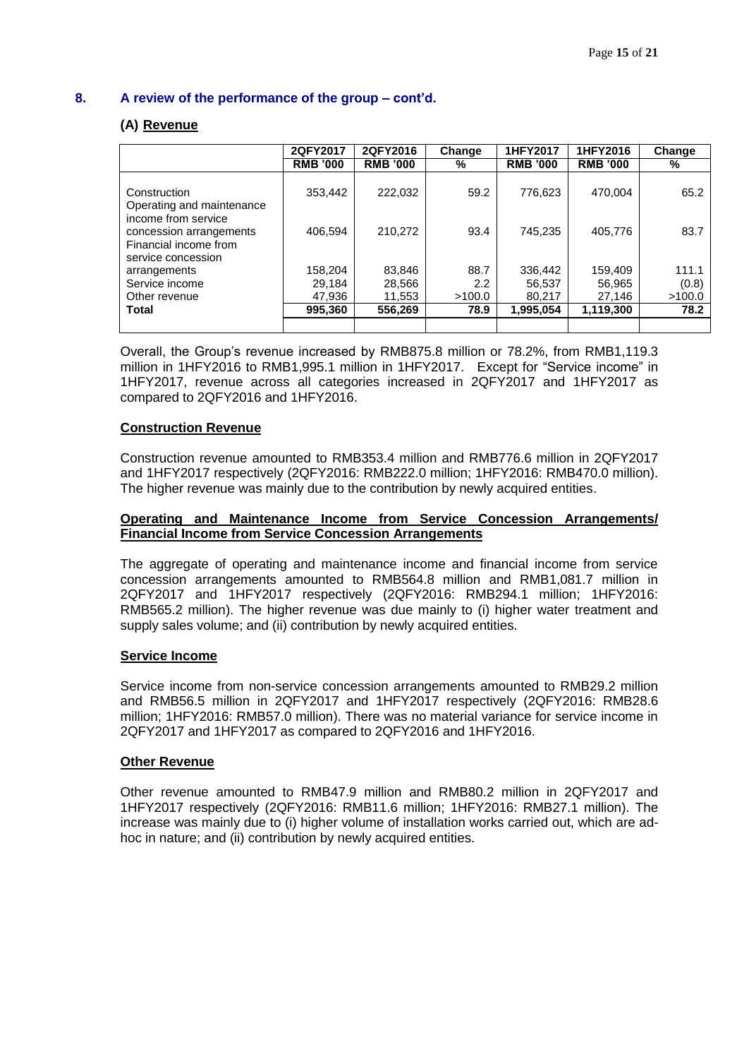## 8. A review of the performance of the group – cont'd.

### (A) Revenue

| | 2QFY2017 | 2QFY2016 | Change | 1HFY2017 | 1HFY2016 | Change |
|---|---|---|---|---|---|---|
| | RMB '000 | RMB '000 | % | RMB '000 | RMB '000 | % |
| Construction | 353,442 | 222,032 | 59.2 | 776,623 | 470,004 | 65.2 |
| Operating and maintenance income from service concession arrangements | 406,594 | 210,272 | 93.4 | 745,235 | 405,776 | 83.7 |
| Financial income from service concession arrangements | 158,204 | 83,846 | 88.7 | 336,442 | 159,409 | 111.1 |
| Service income | 29,184 | 28,566 | 2.2 | 56,537 | 56,965 | (0.8) |
| Other revenue | 47,936 | 11,553 | >100.0 | 80,217 | 27,146 | >100.0 |
| **Total** | **995,360** | **556,269** | **78.9** | **1,995,054** | **1,119,300** | **78.2** |

Overall, the Group's revenue increased by RMB875.8 million or 78.2%, from RMB1,119.3 million in 1HFY2016 to RMB1,995.1 million in 1HFY2017. Except for "Service income" in 1HFY2017, revenue across all categories increased in 2QFY2017 and 1HFY2017 as compared to 2QFY2016 and 1HFY2016.

**Construction Revenue**

Construction revenue amounted to RMB353.4 million and RMB776.6 million in 2QFY2017 and 1HFY2017 respectively (2QFY2016: RMB222.0 million; 1HFY2016: RMB470.0 million). The higher revenue was mainly due to the contribution by newly acquired entities.

**Operating and Maintenance Income from Service Concession Arrangements/ Financial Income from Service Concession Arrangements**

The aggregate of operating and maintenance income and financial income from service concession arrangements amounted to RMB564.8 million and RMB1,081.7 million in 2QFY2017 and 1HFY2017 respectively (2QFY2016: RMB294.1 million; 1HFY2016: RMB565.2 million). The higher revenue was due mainly to (i) higher water treatment and supply sales volume; and (ii) contribution by newly acquired entities.

**Service Income**

Service income from non-service concession arrangements amounted to RMB29.2 million and RMB56.5 million in 2QFY2017 and 1HFY2017 respectively (2QFY2016: RMB28.6 million; 1HFY2016: RMB57.0 million). There was no material variance for service income in 2QFY2017 and 1HFY2017 as compared to 2QFY2016 and 1HFY2016.

**Other Revenue**

Other revenue amounted to RMB47.9 million and RMB80.2 million in 2QFY2017 and 1HFY2017 respectively (2QFY2016: RMB11.6 million; 1HFY2016: RMB27.1 million). The increase was mainly due to (i) higher volume of installation works carried out, which are ad-hoc in nature; and (ii) contribution by newly acquired entities.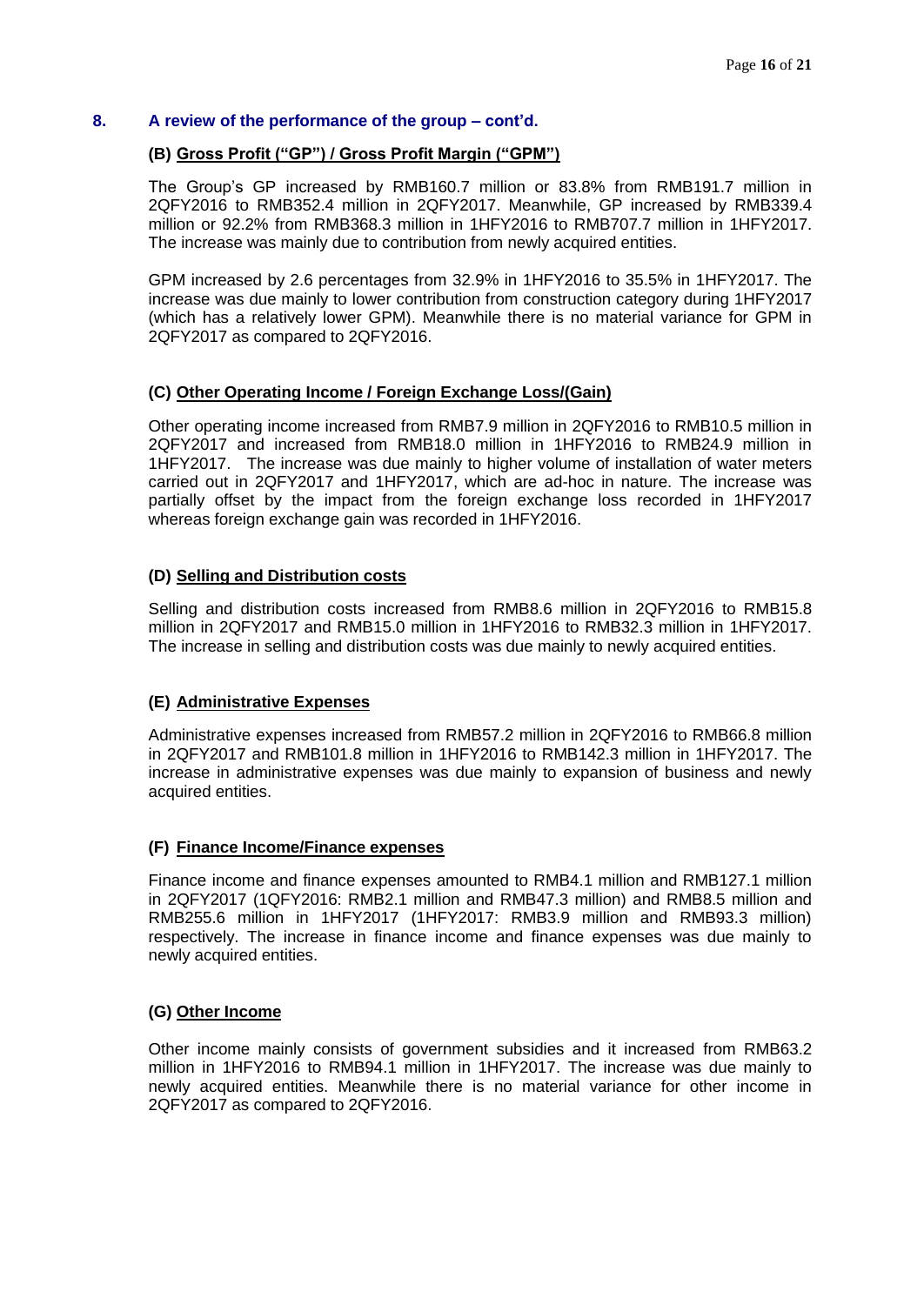## 8. A review of the performance of the group – cont'd.

### (B) Gross Profit ("GP") / Gross Profit Margin ("GPM")

The Group's GP increased by RMB160.7 million or 83.8% from RMB191.7 million in 2QFY2016 to RMB352.4 million in 2QFY2017. Meanwhile, GP increased by RMB339.4 million or 92.2% from RMB368.3 million in 1HFY2016 to RMB707.7 million in 1HFY2017. The increase was mainly due to contribution from newly acquired entities.

GPM increased by 2.6 percentages from 32.9% in 1HFY2016 to 35.5% in 1HFY2017. The increase was due mainly to lower contribution from construction category during 1HFY2017 (which has a relatively lower GPM). Meanwhile there is no material variance for GPM in 2QFY2017 as compared to 2QFY2016.

### (C) Other Operating Income / Foreign Exchange Loss/(Gain)

Other operating income increased from RMB7.9 million in 2QFY2016 to RMB10.5 million in 2QFY2017 and increased from RMB18.0 million in 1HFY2016 to RMB24.9 million in 1HFY2017. The increase was due mainly to higher volume of installation of water meters carried out in 2QFY2017 and 1HFY2017, which are ad-hoc in nature. The increase was partially offset by the impact from the foreign exchange loss recorded in 1HFY2017 whereas foreign exchange gain was recorded in 1HFY2016.

### (D) Selling and Distribution costs

Selling and distribution costs increased from RMB8.6 million in 2QFY2016 to RMB15.8 million in 2QFY2017 and RMB15.0 million in 1HFY2016 to RMB32.3 million in 1HFY2017. The increase in selling and distribution costs was due mainly to newly acquired entities.

### (E) Administrative Expenses

Administrative expenses increased from RMB57.2 million in 2QFY2016 to RMB66.8 million in 2QFY2017 and RMB101.8 million in 1HFY2016 to RMB142.3 million in 1HFY2017. The increase in administrative expenses was due mainly to expansion of business and newly acquired entities.

### (F) Finance Income/Finance expenses

Finance income and finance expenses amounted to RMB4.1 million and RMB127.1 million in 2QFY2017 (1QFY2016: RMB2.1 million and RMB47.3 million) and RMB8.5 million and RMB255.6 million in 1HFY2017 (1HFY2017: RMB3.9 million and RMB93.3 million) respectively. The increase in finance income and finance expenses was due mainly to newly acquired entities.

### (G) Other Income

Other income mainly consists of government subsidies and it increased from RMB63.2 million in 1HFY2016 to RMB94.1 million in 1HFY2017. The increase was due mainly to newly acquired entities. Meanwhile there is no material variance for other income in 2QFY2017 as compared to 2QFY2016.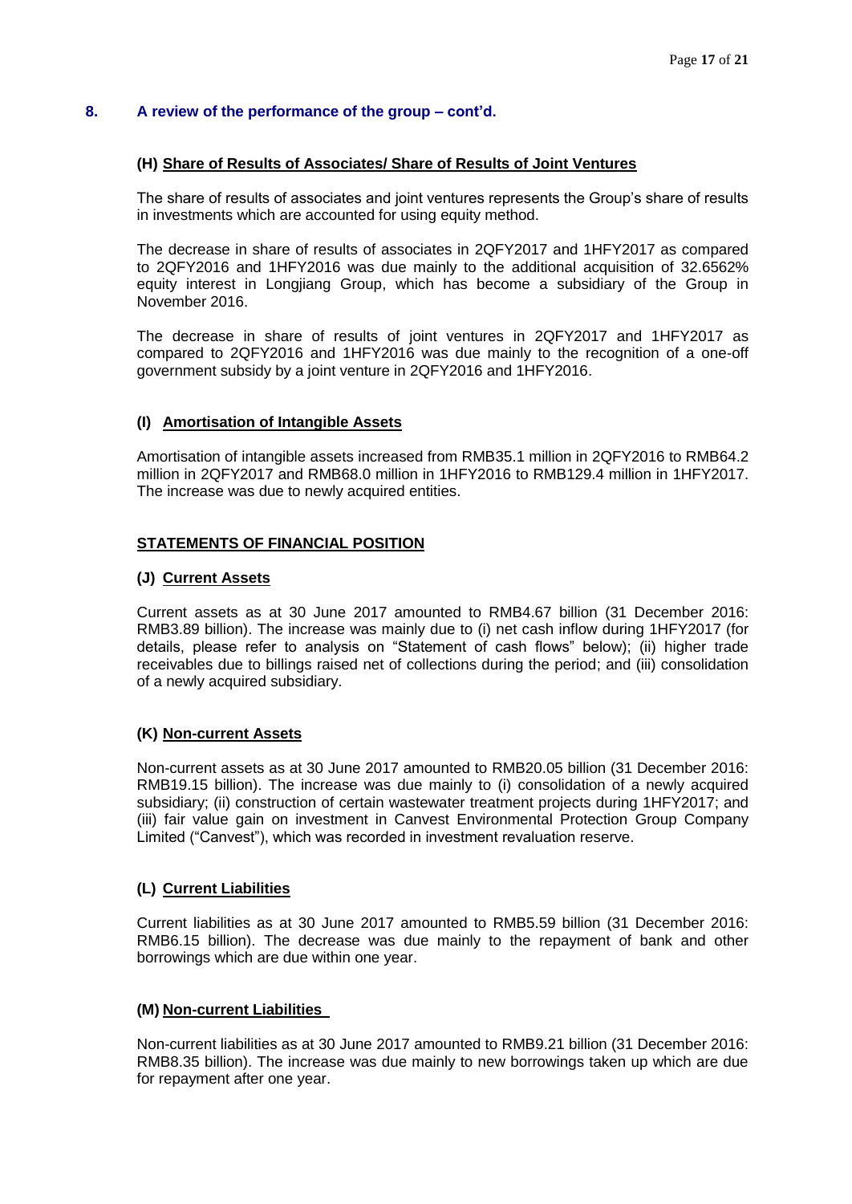## 8. A review of the performance of the group – cont'd.

### (H) Share of Results of Associates/ Share of Results of Joint Ventures

The share of results of associates and joint ventures represents the Group's share of results in investments which are accounted for using equity method.

The decrease in share of results of associates in 2QFY2017 and 1HFY2017 as compared to 2QFY2016 and 1HFY2016 was due mainly to the additional acquisition of 32.6562% equity interest in Longjiang Group, which has become a subsidiary of the Group in November 2016.

The decrease in share of results of joint ventures in 2QFY2017 and 1HFY2017 as compared to 2QFY2016 and 1HFY2016 was due mainly to the recognition of a one-off government subsidy by a joint venture in 2QFY2016 and 1HFY2016.

### (I) Amortisation of Intangible Assets

Amortisation of intangible assets increased from RMB35.1 million in 2QFY2016 to RMB64.2 million in 2QFY2017 and RMB68.0 million in 1HFY2016 to RMB129.4 million in 1HFY2017. The increase was due to newly acquired entities.

## STATEMENTS OF FINANCIAL POSITION

### (J) Current Assets

Current assets as at 30 June 2017 amounted to RMB4.67 billion (31 December 2016: RMB3.89 billion). The increase was mainly due to (i) net cash inflow during 1HFY2017 (for details, please refer to analysis on "Statement of cash flows" below); (ii) higher trade receivables due to billings raised net of collections during the period; and (iii) consolidation of a newly acquired subsidiary.

### (K) Non-current Assets

Non-current assets as at 30 June 2017 amounted to RMB20.05 billion (31 December 2016: RMB19.15 billion). The increase was due mainly to (i) consolidation of a newly acquired subsidiary; (ii) construction of certain wastewater treatment projects during 1HFY2017; and (iii) fair value gain on investment in Canvest Environmental Protection Group Company Limited ("Canvest"), which was recorded in investment revaluation reserve.

### (L) Current Liabilities

Current liabilities as at 30 June 2017 amounted to RMB5.59 billion (31 December 2016: RMB6.15 billion). The decrease was due mainly to the repayment of bank and other borrowings which are due within one year.

### (M) Non-current Liabilities

Non-current liabilities as at 30 June 2017 amounted to RMB9.21 billion (31 December 2016: RMB8.35 billion). The increase was due mainly to new borrowings taken up which are due for repayment after one year.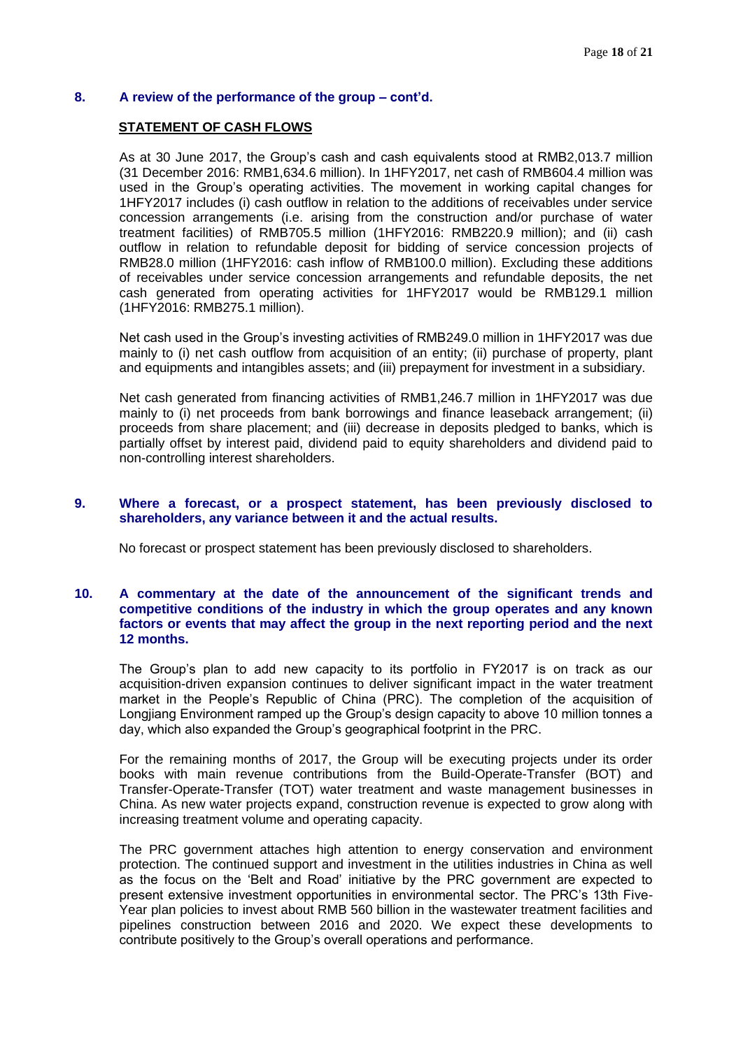## 8. A review of the performance of the group – cont'd.

**STATEMENT OF CASH FLOWS**

As at 30 June 2017, the Group's cash and cash equivalents stood at RMB2,013.7 million (31 December 2016: RMB1,634.6 million). In 1HFY2017, net cash of RMB604.4 million was used in the Group's operating activities. The movement in working capital changes for 1HFY2017 includes (i) cash outflow in relation to the additions of receivables under service concession arrangements (i.e. arising from the construction and/or purchase of water treatment facilities) of RMB705.5 million (1HFY2016: RMB220.9 million); and (ii) cash outflow in relation to refundable deposit for bidding of service concession projects of RMB28.0 million (1HFY2016: cash inflow of RMB100.0 million). Excluding these additions of receivables under service concession arrangements and refundable deposits, the net cash generated from operating activities for 1HFY2017 would be RMB129.1 million (1HFY2016: RMB275.1 million).

Net cash used in the Group's investing activities of RMB249.0 million in 1HFY2017 was due mainly to (i) net cash outflow from acquisition of an entity; (ii) purchase of property, plant and equipments and intangibles assets; and (iii) prepayment for investment in a subsidiary.

Net cash generated from financing activities of RMB1,246.7 million in 1HFY2017 was due mainly to (i) net proceeds from bank borrowings and finance leaseback arrangement; (ii) proceeds from share placement; and (iii) decrease in deposits pledged to banks, which is partially offset by interest paid, dividend paid to equity shareholders and dividend paid to non-controlling interest shareholders.

## 9. Where a forecast, or a prospect statement, has been previously disclosed to shareholders, any variance between it and the actual results.

No forecast or prospect statement has been previously disclosed to shareholders.

## 10. A commentary at the date of the announcement of the significant trends and competitive conditions of the industry in which the group operates and any known factors or events that may affect the group in the next reporting period and the next 12 months.

The Group's plan to add new capacity to its portfolio in FY2017 is on track as our acquisition-driven expansion continues to deliver significant impact in the water treatment market in the People's Republic of China (PRC). The completion of the acquisition of Longjiang Environment ramped up the Group's design capacity to above 10 million tonnes a day, which also expanded the Group's geographical footprint in the PRC.

For the remaining months of 2017, the Group will be executing projects under its order books with main revenue contributions from the Build-Operate-Transfer (BOT) and Transfer-Operate-Transfer (TOT) water treatment and waste management businesses in China. As new water projects expand, construction revenue is expected to grow along with increasing treatment volume and operating capacity.

The PRC government attaches high attention to energy conservation and environment protection. The continued support and investment in the utilities industries in China as well as the focus on the 'Belt and Road' initiative by the PRC government are expected to present extensive investment opportunities in environmental sector. The PRC's 13th Five-Year plan policies to invest about RMB 560 billion in the wastewater treatment facilities and pipelines construction between 2016 and 2020. We expect these developments to contribute positively to the Group's overall operations and performance.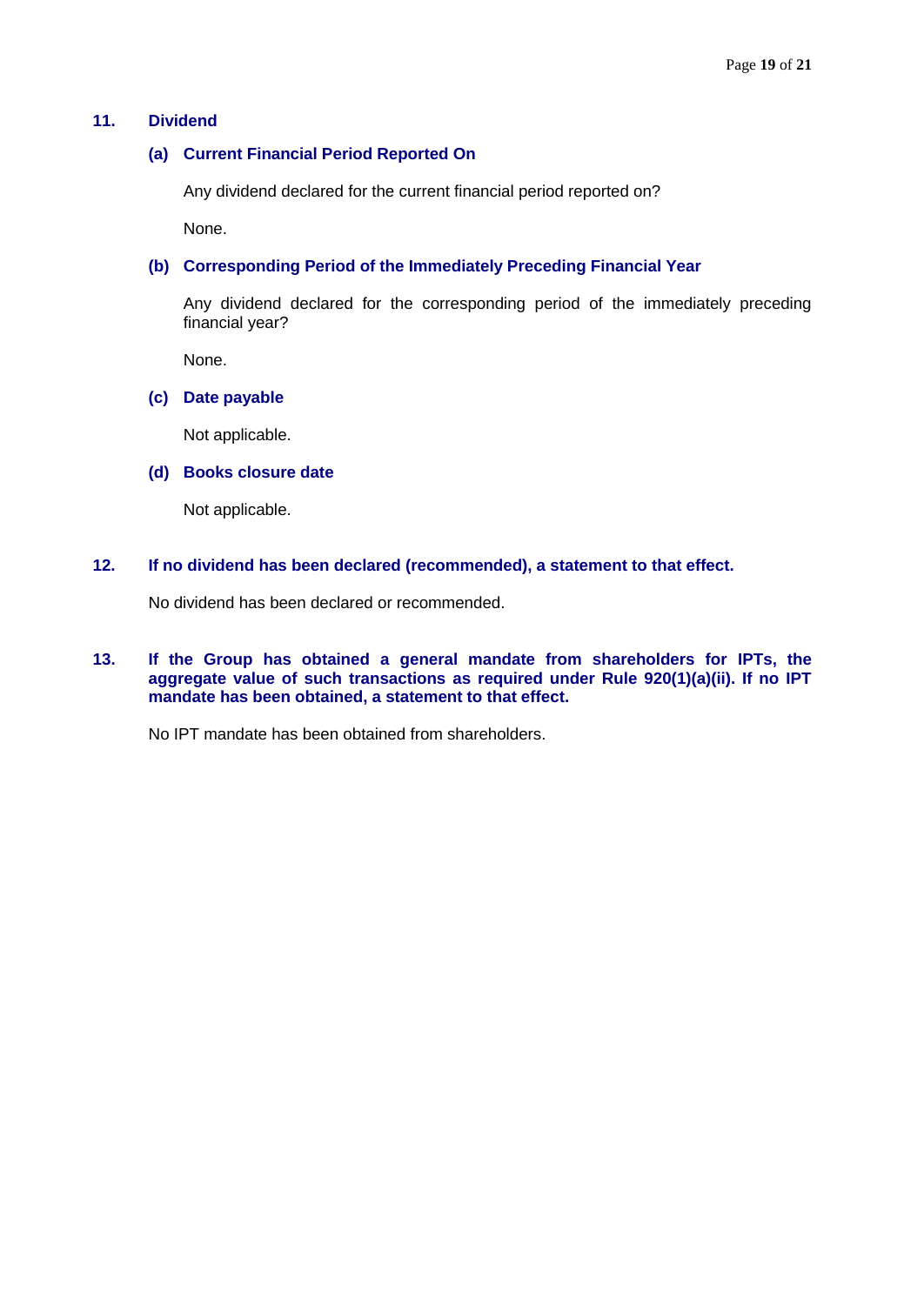## 11. Dividend

### (a) Current Financial Period Reported On

Any dividend declared for the current financial period reported on?

None.

### (b) Corresponding Period of the Immediately Preceding Financial Year

Any dividend declared for the corresponding period of the immediately preceding financial year?

None.

### (c) Date payable

Not applicable.

### (d) Books closure date

Not applicable.

## 12. If no dividend has been declared (recommended), a statement to that effect.

No dividend has been declared or recommended.

## 13. If the Group has obtained a general mandate from shareholders for IPTs, the aggregate value of such transactions as required under Rule 920(1)(a)(ii). If no IPT mandate has been obtained, a statement to that effect.

No IPT mandate has been obtained from shareholders.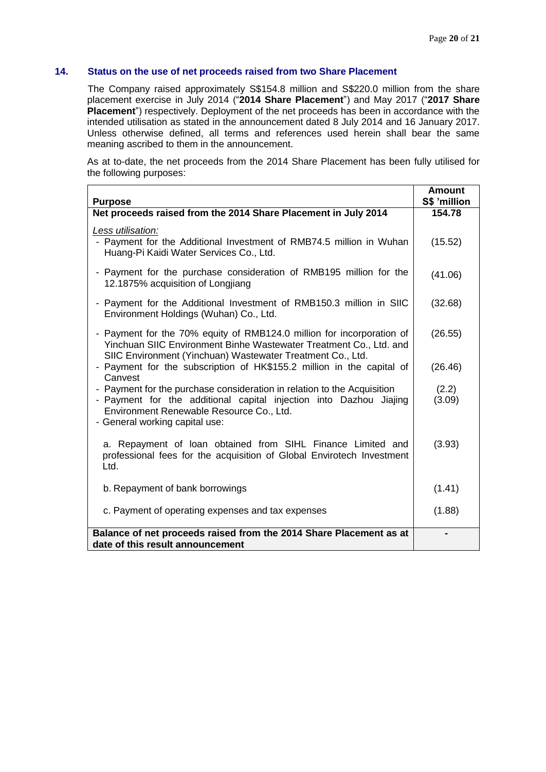## 14. Status on the use of net proceeds raised from two Share Placement

The Company raised approximately S$154.8 million and S$220.0 million from the share placement exercise in July 2014 ("**2014 Share Placement**") and May 2017 ("**2017 Share Placement**") respectively. Deployment of the net proceeds has been in accordance with the intended utilisation as stated in the announcement dated 8 July 2014 and 16 January 2017. Unless otherwise defined, all terms and references used herein shall bear the same meaning ascribed to them in the announcement.

As at to-date, the net proceeds from the 2014 Share Placement has been fully utilised for the following purposes:

| Purpose | Amount S$ 'million |
|---|---|
| **Net proceeds raised from the 2014 Share Placement in July 2014** | **154.78** |
| *Less utilisation:* | |
| - Payment for the Additional Investment of RMB74.5 million in Wuhan Huang-Pi Kaidi Water Services Co., Ltd. | (15.52) |
| - Payment for the purchase consideration of RMB195 million for the 12.1875% acquisition of Longjiang | (41.06) |
| - Payment for the Additional Investment of RMB150.3 million in SIIC Environment Holdings (Wuhan) Co., Ltd. | (32.68) |
| - Payment for the 70% equity of RMB124.0 million for incorporation of Yinchuan SIIC Environment Binhe Wastewater Treatment Co., Ltd. and SIIC Environment (Yinchuan) Wastewater Treatment Co., Ltd. | (26.55) |
| - Payment for the subscription of HK$155.2 million in the capital of Canvest | (26.46) |
| - Payment for the purchase consideration in relation to the Acquisition | (2.2) |
| - Payment for the additional capital injection into Dazhou Jiajing Environment Renewable Resource Co., Ltd. | (3.09) |
| - General working capital use: | |
| a. Repayment of loan obtained from SIHL Finance Limited and professional fees for the acquisition of Global Envirotech Investment Ltd. | (3.93) |
| b. Repayment of bank borrowings | (1.41) |
| c. Payment of operating expenses and tax expenses | (1.88) |
| **Balance of net proceeds raised from the 2014 Share Placement as at date of this result announcement** | **-** |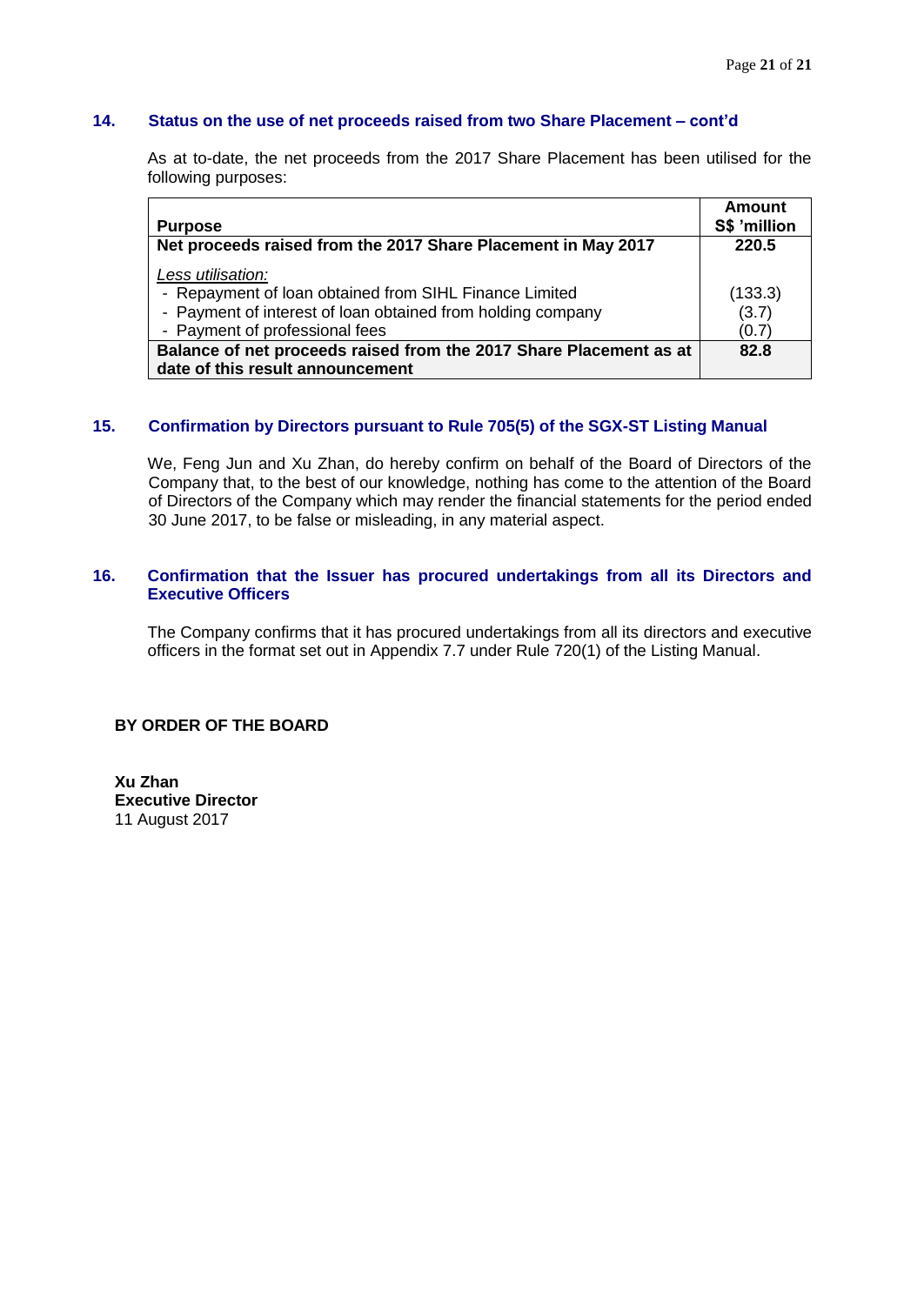## 14. Status on the use of net proceeds raised from two Share Placement – cont'd

As at to-date, the net proceeds from the 2017 Share Placement has been utilised for the following purposes:

| **Purpose** | **Amount S$ 'million** |
|---|---|
| **Net proceeds raised from the 2017 Share Placement in May 2017** | **220.5** |
| *Less utilisation:* | |
| - Repayment of loan obtained from SIHL Finance Limited | (133.3) |
| - Payment of interest of loan obtained from holding company | (3.7) |
| - Payment of professional fees | (0.7) |
| **Balance of net proceeds raised from the 2017 Share Placement as at date of this result announcement** | **82.8** |

## 15. Confirmation by Directors pursuant to Rule 705(5) of the SGX-ST Listing Manual

We, Feng Jun and Xu Zhan, do hereby confirm on behalf of the Board of Directors of the Company that, to the best of our knowledge, nothing has come to the attention of the Board of Directors of the Company which may render the financial statements for the period ended 30 June 2017, to be false or misleading, in any material aspect.

## 16. Confirmation that the Issuer has procured undertakings from all its Directors and Executive Officers

The Company confirms that it has procured undertakings from all its directors and executive officers in the format set out in Appendix 7.7 under Rule 720(1) of the Listing Manual.

**BY ORDER OF THE BOARD**

**Xu Zhan**
**Executive Director**
11 August 2017